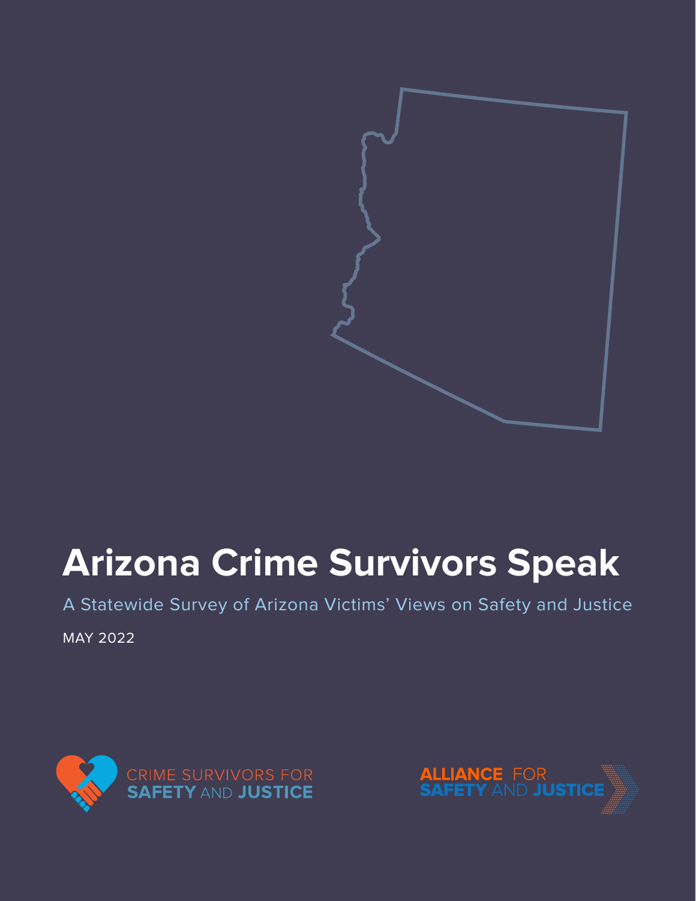# Arizona Crime Survivors Speak

A Statewide Survey of Arizona Victims' Views on Safety and Justice

MAY 2022

CRIME SURVIVORS FOR **SAFETY** AND **JUSTICE**

**ALLIANCE** FOR **SAFETY** AND **JUSTICE**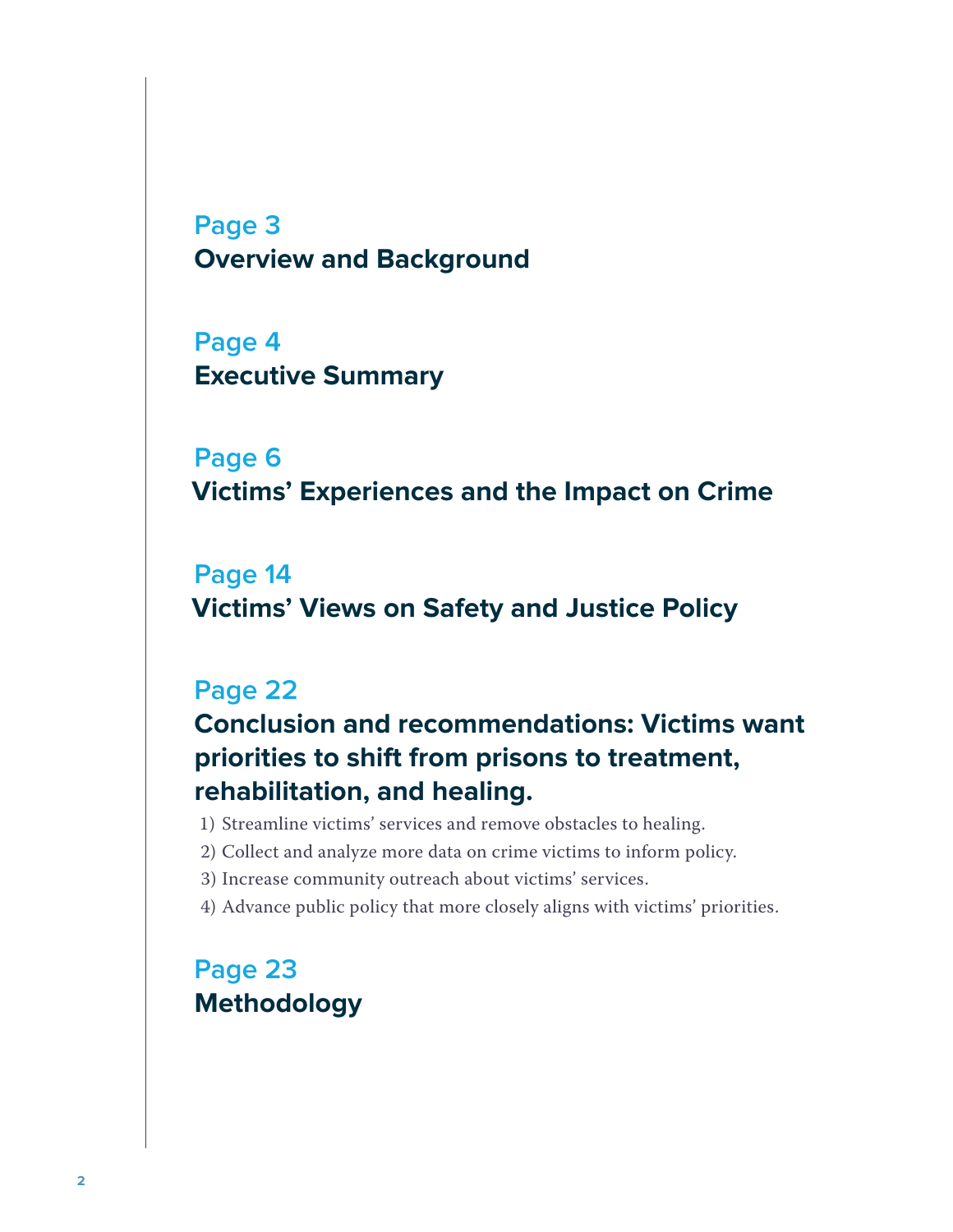**Page 3**
**Overview and Background**

**Page 4**
**Executive Summary**

**Page 6**
**Victims' Experiences and the Impact on Crime**

**Page 14**
**Victims' Views on Safety and Justice Policy**

**Page 22**
**Conclusion and recommendations: Victims want priorities to shift from prisons to treatment, rehabilitation, and healing.**

1) Streamline victims' services and remove obstacles to healing.
2) Collect and analyze more data on crime victims to inform policy.
3) Increase community outreach about victims' services.
4) Advance public policy that more closely aligns with victims' priorities.

**Page 23**
**Methodology**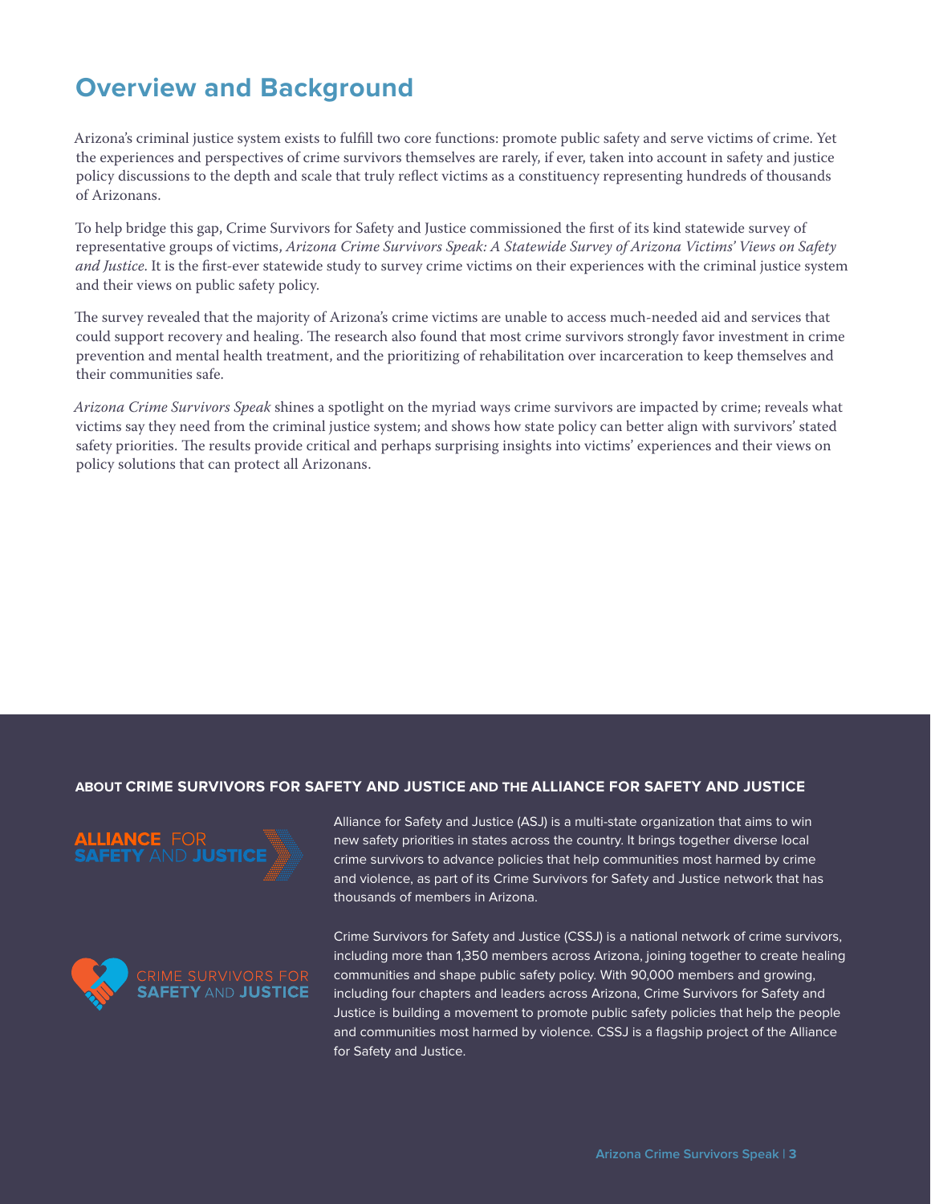# Overview and Background

Arizona's criminal justice system exists to fulfill two core functions: promote public safety and serve victims of crime. Yet the experiences and perspectives of crime survivors themselves are rarely, if ever, taken into account in safety and justice policy discussions to the depth and scale that truly reflect victims as a constituency representing hundreds of thousands of Arizonans.

To help bridge this gap, Crime Survivors for Safety and Justice commissioned the first of its kind statewide survey of representative groups of victims, *Arizona Crime Survivors Speak: A Statewide Survey of Arizona Victims' Views on Safety and Justice*. It is the first-ever statewide study to survey crime victims on their experiences with the criminal justice system and their views on public safety policy.

The survey revealed that the majority of Arizona's crime victims are unable to access much-needed aid and services that could support recovery and healing. The research also found that most crime survivors strongly favor investment in crime prevention and mental health treatment, and the prioritizing of rehabilitation over incarceration to keep themselves and their communities safe.

*Arizona Crime Survivors Speak* shines a spotlight on the myriad ways crime survivors are impacted by crime; reveals what victims say they need from the criminal justice system; and shows how state policy can better align with survivors' stated safety priorities. The results provide critical and perhaps surprising insights into victims' experiences and their views on policy solutions that can protect all Arizonans.

**ABOUT CRIME SURVIVORS FOR SAFETY AND JUSTICE AND THE ALLIANCE FOR SAFETY AND JUSTICE**

ALLIANCE FOR SAFETY AND JUSTICE

Alliance for Safety and Justice (ASJ) is a multi-state organization that aims to win new safety priorities in states across the country. It brings together diverse local crime survivors to advance policies that help communities most harmed by crime and violence, as part of its Crime Survivors for Safety and Justice network that has thousands of members in Arizona.

CRIME SURVIVORS FOR SAFETY AND JUSTICE

Crime Survivors for Safety and Justice (CSSJ) is a national network of crime survivors, including more than 1,350 members across Arizona, joining together to create healing communities and shape public safety policy. With 90,000 members and growing, including four chapters and leaders across Arizona, Crime Survivors for Safety and Justice is building a movement to promote public safety policies that help the people and communities most harmed by violence. CSSJ is a flagship project of the Alliance for Safety and Justice.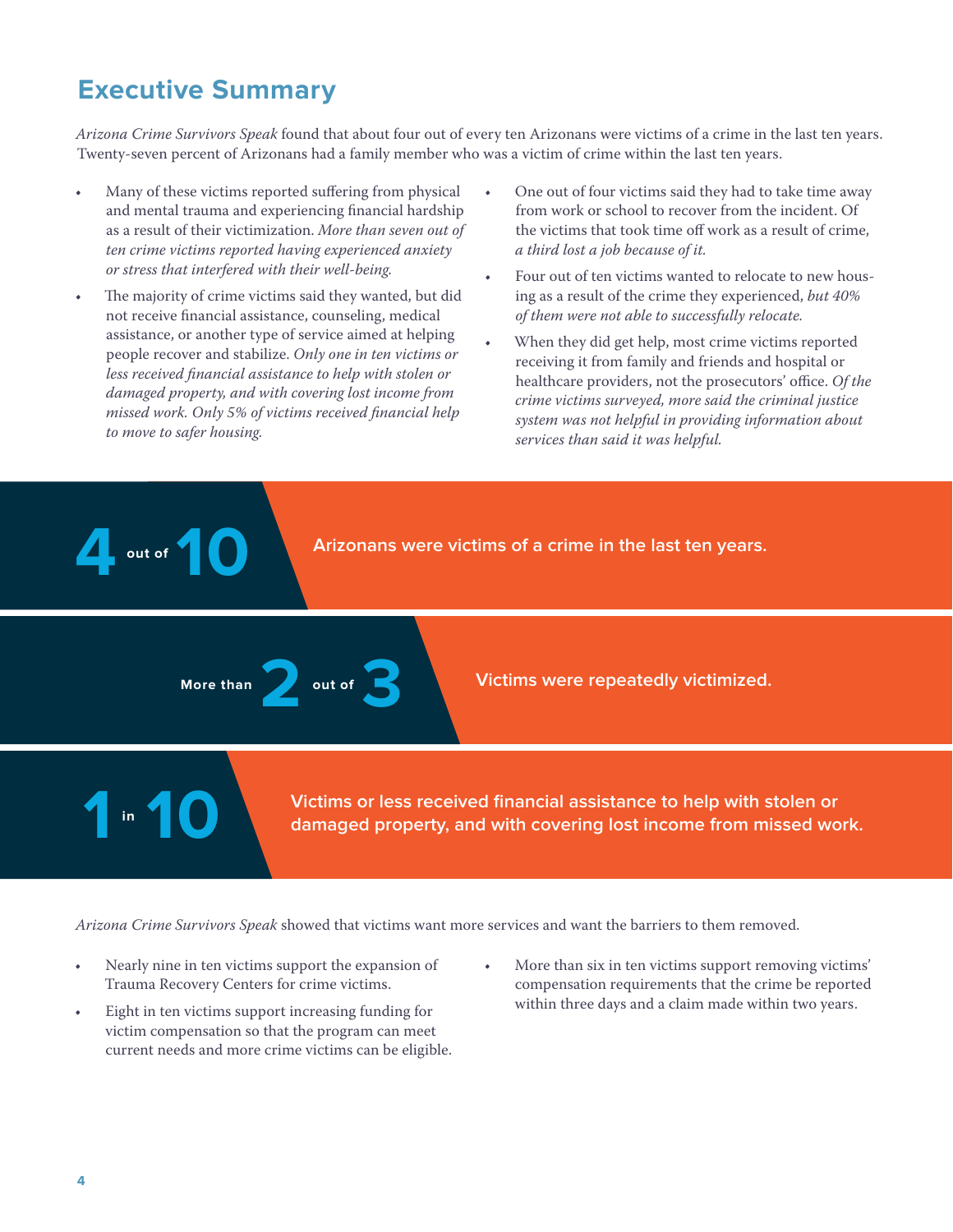## Executive Summary

*Arizona Crime Survivors Speak* found that about four out of every ten Arizonans were victims of a crime in the last ten years. Twenty-seven percent of Arizonans had a family member who was a victim of crime within the last ten years.

- Many of these victims reported suffering from physical and mental trauma and experiencing financial hardship as a result of their victimization. *More than seven out of ten crime victims reported having experienced anxiety or stress that interfered with their well-being.*
- The majority of crime victims said they wanted, but did not receive financial assistance, counseling, medical assistance, or another type of service aimed at helping people recover and stabilize. *Only one in ten victims or less received financial assistance to help with stolen or damaged property, and with covering lost income from missed work. Only 5% of victims received financial help to move to safer housing.*
- One out of four victims said they had to take time away from work or school to recover from the incident. Of the victims that took time off work as a result of crime, *a third lost a job because of it.*
- Four out of ten victims wanted to relocate to new housing as a result of the crime they experienced, *but 40% of them were not able to successfully relocate.*
- When they did get help, most crime victims reported receiving it from family and friends and hospital or healthcare providers, not the prosecutors' office. *Of the crime victims surveyed, more said the criminal justice system was not helpful in providing information about services than said it was helpful.*

**4 out of 10** Arizonans were victims of a crime in the last ten years.

**More than 2 out of 3** Victims were repeatedly victimized.

**1 in 10** Victims or less received financial assistance to help with stolen or damaged property, and with covering lost income from missed work.

*Arizona Crime Survivors Speak* showed that victims want more services and want the barriers to them removed.

- Nearly nine in ten victims support the expansion of Trauma Recovery Centers for crime victims.
- Eight in ten victims support increasing funding for victim compensation so that the program can meet current needs and more crime victims can be eligible.
- More than six in ten victims support removing victims' compensation requirements that the crime be reported within three days and a claim made within two years.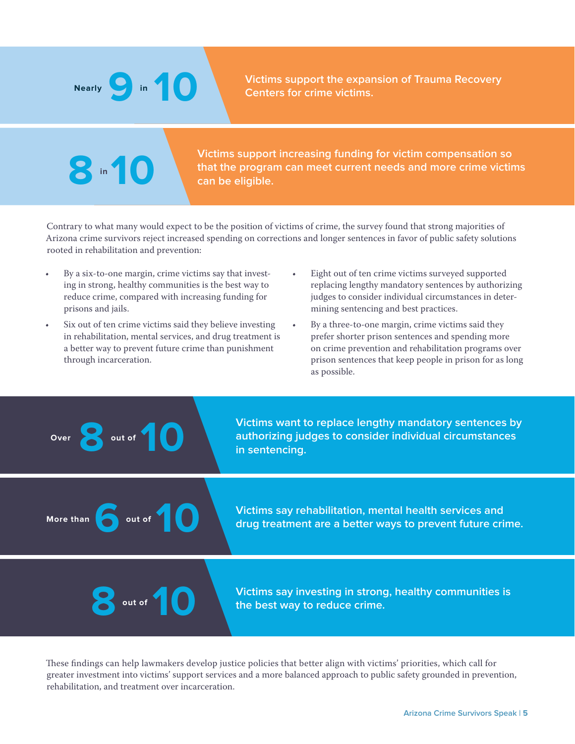**Nearly 9 in 10**

Victims support the expansion of Trauma Recovery Centers for crime victims.

**8 in 10**

Victims support increasing funding for victim compensation so that the program can meet current needs and more crime victims can be eligible.

Contrary to what many would expect to be the position of victims of crime, the survey found that strong majorities of Arizona crime survivors reject increased spending on corrections and longer sentences in favor of public safety solutions rooted in rehabilitation and prevention:

- By a six-to-one margin, crime victims say that investing in strong, healthy communities is the best way to reduce crime, compared with increasing funding for prisons and jails.
- Six out of ten crime victims said they believe investing in rehabilitation, mental services, and drug treatment is a better way to prevent future crime than punishment through incarceration.
- Eight out of ten crime victims surveyed supported replacing lengthy mandatory sentences by authorizing judges to consider individual circumstances in determining sentencing and best practices.
- By a three-to-one margin, crime victims said they prefer shorter prison sentences and spending more on crime prevention and rehabilitation programs over prison sentences that keep people in prison for as long as possible.

**Over 8 out of 10**

Victims want to replace lengthy mandatory sentences by authorizing judges to consider individual circumstances in sentencing.

**More than 6 out of 10**

Victims say rehabilitation, mental health services and drug treatment are a better ways to prevent future crime.

**8 out of 10**

Victims say investing in strong, healthy communities is the best way to reduce crime.

These findings can help lawmakers develop justice policies that better align with victims' priorities, which call for greater investment into victims' support services and a more balanced approach to public safety grounded in prevention, rehabilitation, and treatment over incarceration.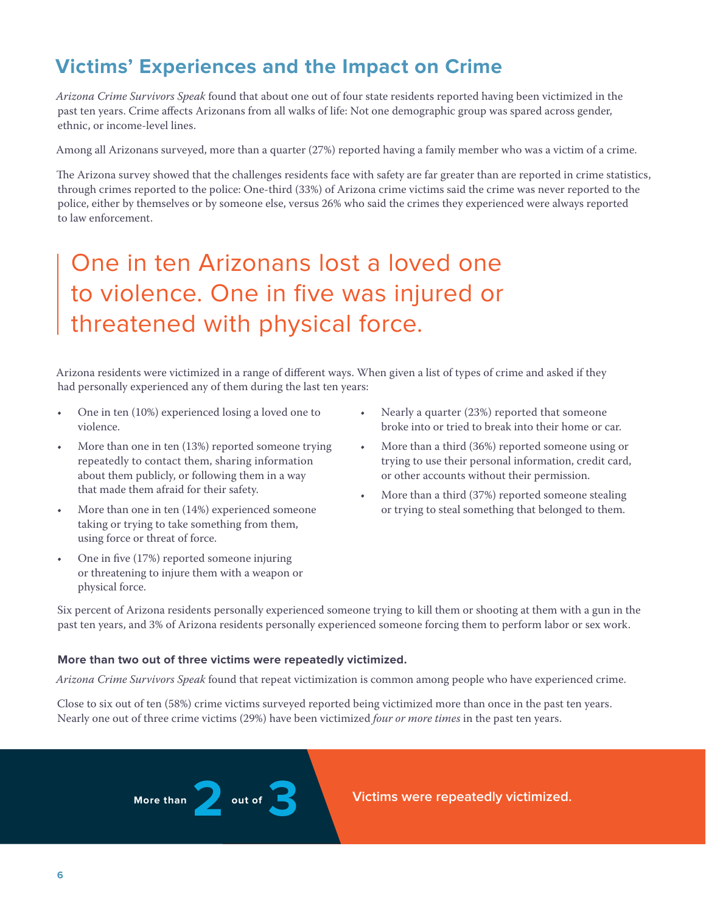## Victims' Experiences and the Impact on Crime

*Arizona Crime Survivors Speak* found that about one out of four state residents reported having been victimized in the past ten years. Crime affects Arizonans from all walks of life: Not one demographic group was spared across gender, ethnic, or income-level lines.

Among all Arizonans surveyed, more than a quarter (27%) reported having a family member who was a victim of a crime.

The Arizona survey showed that the challenges residents face with safety are far greater than are reported in crime statistics, through crimes reported to the police: One-third (33%) of Arizona crime victims said the crime was never reported to the police, either by themselves or by someone else, versus 26% who said the crimes they experienced were always reported to law enforcement.

> One in ten Arizonans lost a loved one to violence. One in five was injured or threatened with physical force.

Arizona residents were victimized in a range of different ways. When given a list of types of crime and asked if they had personally experienced any of them during the last ten years:

- One in ten (10%) experienced losing a loved one to violence.
- More than one in ten (13%) reported someone trying repeatedly to contact them, sharing information about them publicly, or following them in a way that made them afraid for their safety.
- More than one in ten (14%) experienced someone taking or trying to take something from them, using force or threat of force.
- One in five (17%) reported someone injuring or threatening to injure them with a weapon or physical force.
- Nearly a quarter (23%) reported that someone broke into or tried to break into their home or car.
- More than a third (36%) reported someone using or trying to use their personal information, credit card, or other accounts without their permission.
- More than a third (37%) reported someone stealing or trying to steal something that belonged to them.

Six percent of Arizona residents personally experienced someone trying to kill them or shooting at them with a gun in the past ten years, and 3% of Arizona residents personally experienced someone forcing them to perform labor or sex work.

**More than two out of three victims were repeatedly victimized.**

*Arizona Crime Survivors Speak* found that repeat victimization is common among people who have experienced crime.

Close to six out of ten (58%) crime victims surveyed reported being victimized more than once in the past ten years. Nearly one out of three crime victims (29%) have been victimized *four or more times* in the past ten years.

**More than 2 out of 3** Victims were repeatedly victimized.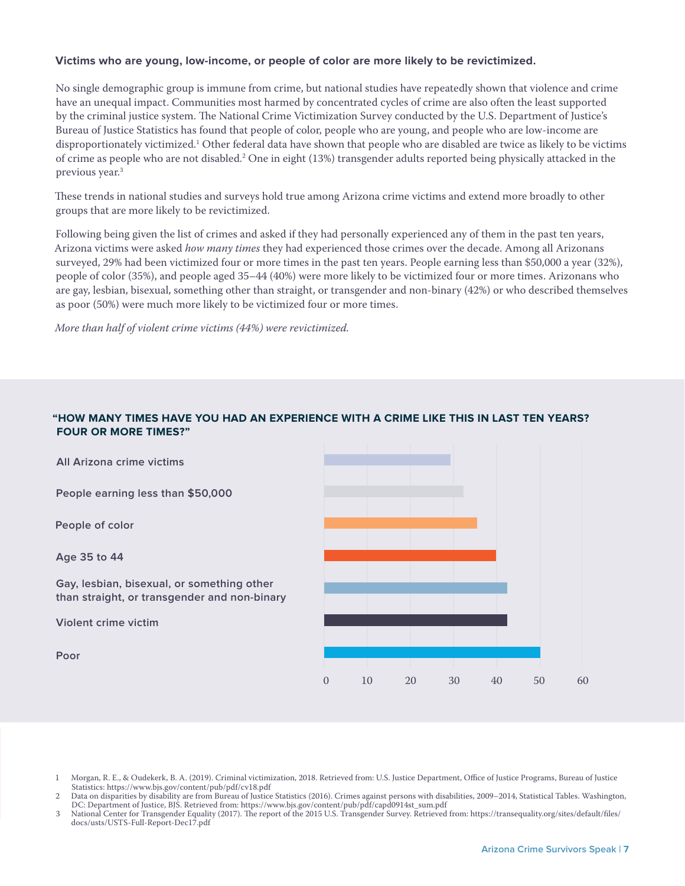**Victims who are young, low-income, or people of color are more likely to be revictimized.**

No single demographic group is immune from crime, but national studies have repeatedly shown that violence and crime have an unequal impact. Communities most harmed by concentrated cycles of crime are also often the least supported by the criminal justice system. The National Crime Victimization Survey conducted by the U.S. Department of Justice's Bureau of Justice Statistics has found that people of color, people who are young, and people who are low-income are disproportionately victimized.[1] Other federal data have shown that people who are disabled are twice as likely to be victims of crime as people who are not disabled.[2] One in eight (13%) transgender adults reported being physically attacked in the previous year.[3]

These trends in national studies and surveys hold true among Arizona crime victims and extend more broadly to other groups that are more likely to be revictimized.

Following being given the list of crimes and asked if they had personally experienced any of them in the past ten years, Arizona victims were asked *how many times* they had experienced those crimes over the decade. Among all Arizonans surveyed, 29% had been victimized four or more times in the past ten years. People earning less than $50,000 a year (32%), people of color (35%), and people aged 35–44 (40%) were more likely to be victimized four or more times. Arizonans who are gay, lesbian, bisexual, something other than straight, or transgender and non-binary (42%) or who described themselves as poor (50%) were much more likely to be victimized four or more times.

*More than half of violent crime victims (44%) were revictimized.*

**"HOW MANY TIMES HAVE YOU HAD AN EXPERIENCE WITH A CRIME LIKE THIS IN LAST TEN YEARS? FOUR OR MORE TIMES?"**

| Group | Percent |
|---|---|
| All Arizona crime victims | 29 |
| People earning less than $50,000 | 32 |
| People of color | 35 |
| Age 35 to 44 | 40 |
| Gay, lesbian, bisexual, or something other than straight, or transgender and non-binary | 42 |
| Violent crime victim | 42 |
| Poor | 50 |

1 Morgan, R. E., & Oudekerk, B. A. (2019). Criminal victimization, 2018. Retrieved from: U.S. Justice Department, Office of Justice Programs, Bureau of Justice Statistics: https://www.bjs.gov/content/pub/pdf/cv18.pdf

2 Data on disparities by disability are from Bureau of Justice Statistics (2016). Crimes against persons with disabilities, 2009–2014, Statistical Tables. Washington, DC: Department of Justice, BJS. Retrieved from: https://www.bjs.gov/content/pub/pdf/capd0914st_sum.pdf

3 National Center for Transgender Equality (2017). The report of the 2015 U.S. Transgender Survey. Retrieved from: https://transequality.org/sites/default/files/docs/usts/USTS-Full-Report-Dec17.pdf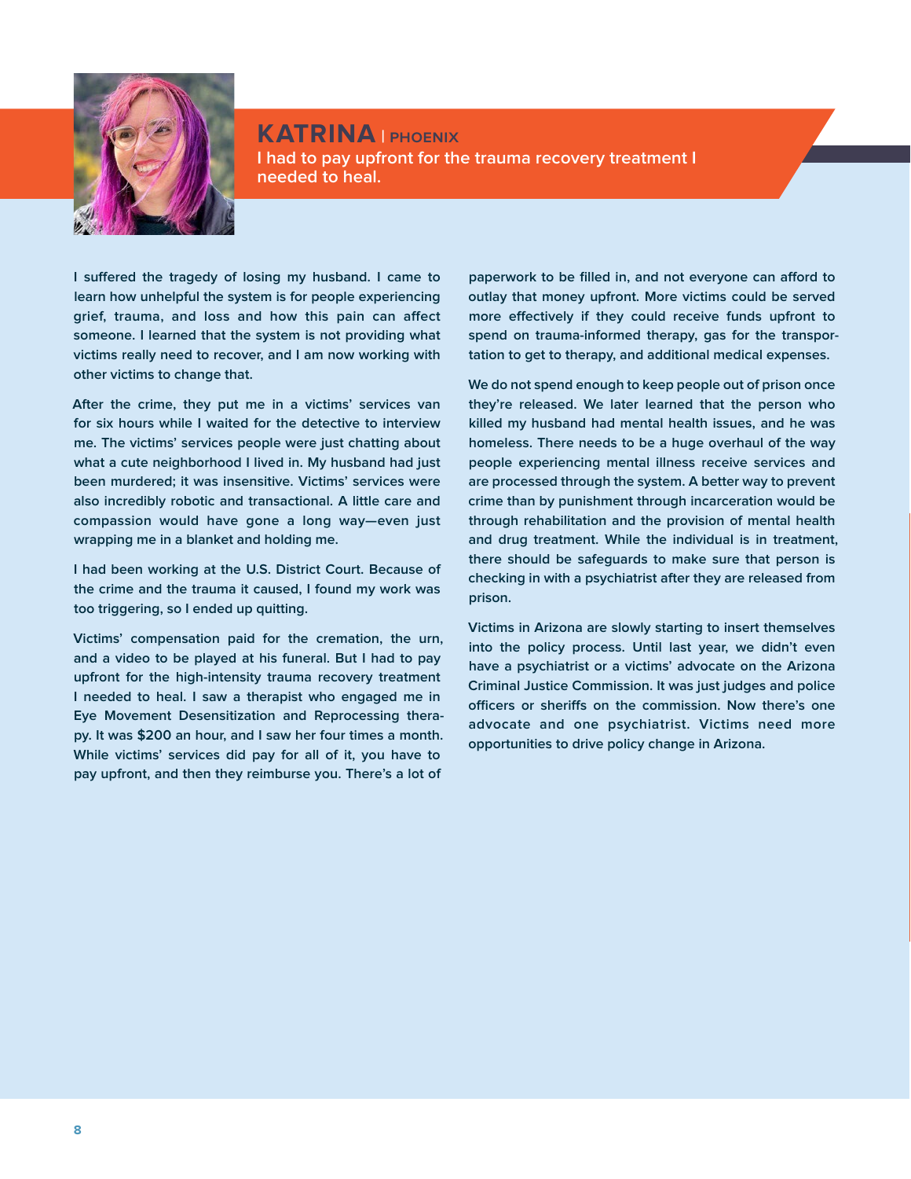## KATRINA | PHOENIX

I had to pay upfront for the trauma recovery treatment I needed to heal.

I suffered the tragedy of losing my husband. I came to learn how unhelpful the system is for people experiencing grief, trauma, and loss and how this pain can affect someone. I learned that the system is not providing what victims really need to recover, and I am now working with other victims to change that.

After the crime, they put me in a victims' services van for six hours while I waited for the detective to interview me. The victims' services people were just chatting about what a cute neighborhood I lived in. My husband had just been murdered; it was insensitive. Victims' services were also incredibly robotic and transactional. A little care and compassion would have gone a long way—even just wrapping me in a blanket and holding me.

I had been working at the U.S. District Court. Because of the crime and the trauma it caused, I found my work was too triggering, so I ended up quitting.

Victims' compensation paid for the cremation, the urn, and a video to be played at his funeral. But I had to pay upfront for the high-intensity trauma recovery treatment I needed to heal. I saw a therapist who engaged me in Eye Movement Desensitization and Reprocessing therapy. It was $200 an hour, and I saw her four times a month. While victims' services did pay for all of it, you have to pay upfront, and then they reimburse you. There's a lot of paperwork to be filled in, and not everyone can afford to outlay that money upfront. More victims could be served more effectively if they could receive funds upfront to spend on trauma-informed therapy, gas for the transportation to get to therapy, and additional medical expenses.

We do not spend enough to keep people out of prison once they're released. We later learned that the person who killed my husband had mental health issues, and he was homeless. There needs to be a huge overhaul of the way people experiencing mental illness receive services and are processed through the system. A better way to prevent crime than by punishment through incarceration would be through rehabilitation and the provision of mental health and drug treatment. While the individual is in treatment, there should be safeguards to make sure that person is checking in with a psychiatrist after they are released from prison.

Victims in Arizona are slowly starting to insert themselves into the policy process. Until last year, we didn't even have a psychiatrist or a victims' advocate on the Arizona Criminal Justice Commission. It was just judges and police officers or sheriffs on the commission. Now there's one advocate and one psychiatrist. Victims need more opportunities to drive policy change in Arizona.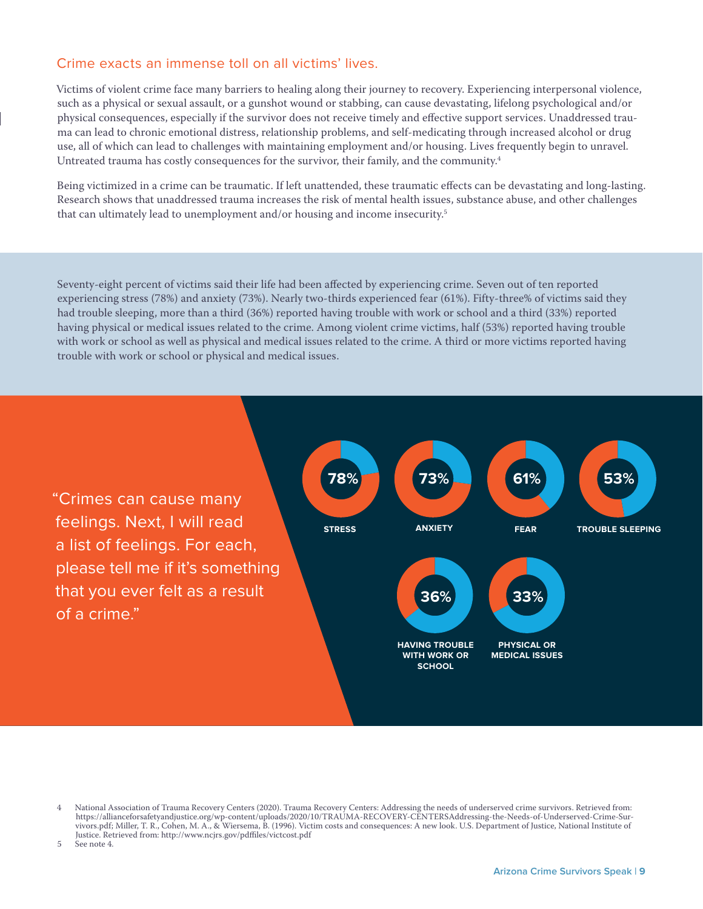## Crime exacts an immense toll on all victims' lives.

Victims of violent crime face many barriers to healing along their journey to recovery. Experiencing interpersonal violence, such as a physical or sexual assault, or a gunshot wound or stabbing, can cause devastating, lifelong psychological and/or physical consequences, especially if the survivor does not receive timely and effective support services. Unaddressed trauma can lead to chronic emotional distress, relationship problems, and self-medicating through increased alcohol or drug use, all of which can lead to challenges with maintaining employment and/or housing. Lives frequently begin to unravel. Untreated trauma has costly consequences for the survivor, their family, and the community.[4]

Being victimized in a crime can be traumatic. If left unattended, these traumatic effects can be devastating and long-lasting. Research shows that unaddressed trauma increases the risk of mental health issues, substance abuse, and other challenges that can ultimately lead to unemployment and/or housing and income insecurity.[5]

Seventy-eight percent of victims said their life had been affected by experiencing crime. Seven out of ten reported experiencing stress (78%) and anxiety (73%). Nearly two-thirds experienced fear (61%). Fifty-three% of victims said they had trouble sleeping, more than a third (36%) reported having trouble with work or school and a third (33%) reported having physical or medical issues related to the crime. Among violent crime victims, half (53%) reported having trouble with work or school as well as physical and medical issues related to the crime. A third or more victims reported having trouble with work or school or physical and medical issues.

"Crimes can cause many feelings. Next, I will read a list of feelings. For each, please tell me if it's something that you ever felt as a result of a crime."

| Feeling | Percent |
| --- | --- |
| STRESS | 78% |
| ANXIETY | 73% |
| FEAR | 61% |
| TROUBLE SLEEPING | 53% |
| HAVING TROUBLE WITH WORK OR SCHOOL | 36% |
| PHYSICAL OR MEDICAL ISSUES | 33% |

4 National Association of Trauma Recovery Centers (2020). Trauma Recovery Centers: Addressing the needs of underserved crime survivors. Retrieved from: https://allianceforsafetyandjustice.org/wp-content/uploads/2020/10/TRAUMA-RECOVERY-CENTERSAddressing-the-Needs-of-Underserved-Crime-Survivors.pdf; Miller, T. R., Cohen, M. A., & Wiersema, B. (1996). Victim costs and consequences: A new look. U.S. Department of Justice, National Institute of Justice. Retrieved from: http://www.ncjrs.gov/pdffiles/victcost.pdf

5 See note 4.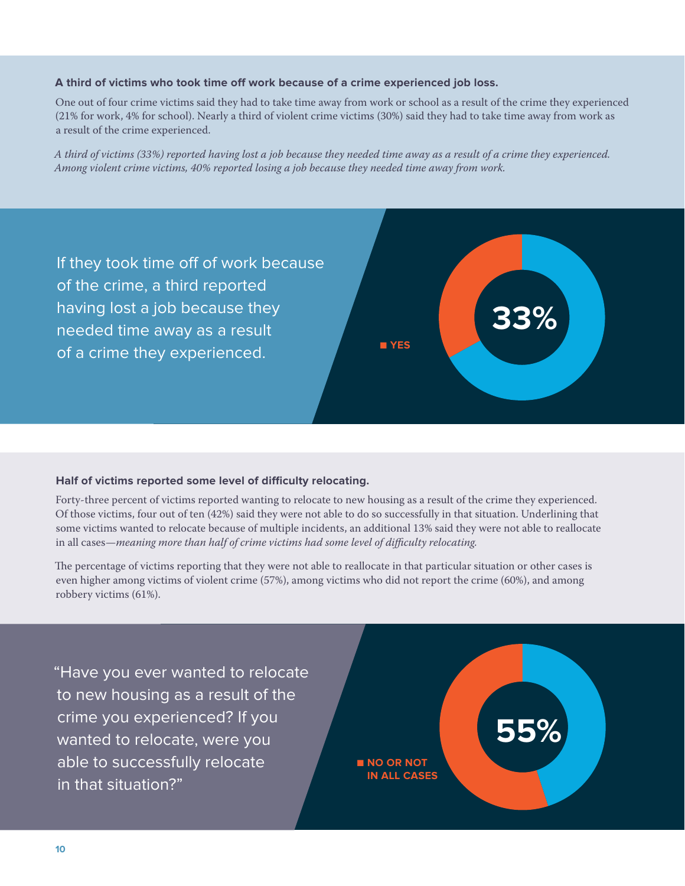**A third of victims who took time off work because of a crime experienced job loss.**

One out of four crime victims said they had to take time away from work or school as a result of the crime they experienced (21% for work, 4% for school). Nearly a third of violent crime victims (30%) said they had to take time away from work as a result of the crime experienced.

*A third of victims (33%) reported having lost a job because they needed time away as a result of a crime they experienced. Among violent crime victims, 40% reported losing a job because they needed time away from work.*

If they took time off of work because of the crime, a third reported having lost a job because they needed time away as a result of a crime they experienced.

33%

YES

**Half of victims reported some level of difficulty relocating.**

Forty-three percent of victims reported wanting to relocate to new housing as a result of the crime they experienced. Of those victims, four out of ten (42%) said they were not able to do so successfully in that situation. Underlining that some victims wanted to relocate because of multiple incidents, an additional 13% said they were not able to reallocate in all cases—*meaning more than half of crime victims had some level of difficulty relocating.*

The percentage of victims reporting that they were not able to reallocate in that particular situation or other cases is even higher among victims of violent crime (57%), among victims who did not report the crime (60%), and among robbery victims (61%).

"Have you ever wanted to relocate to new housing as a result of the crime you experienced? If you wanted to relocate, were you able to successfully relocate in that situation?"

55%

NO OR NOT IN ALL CASES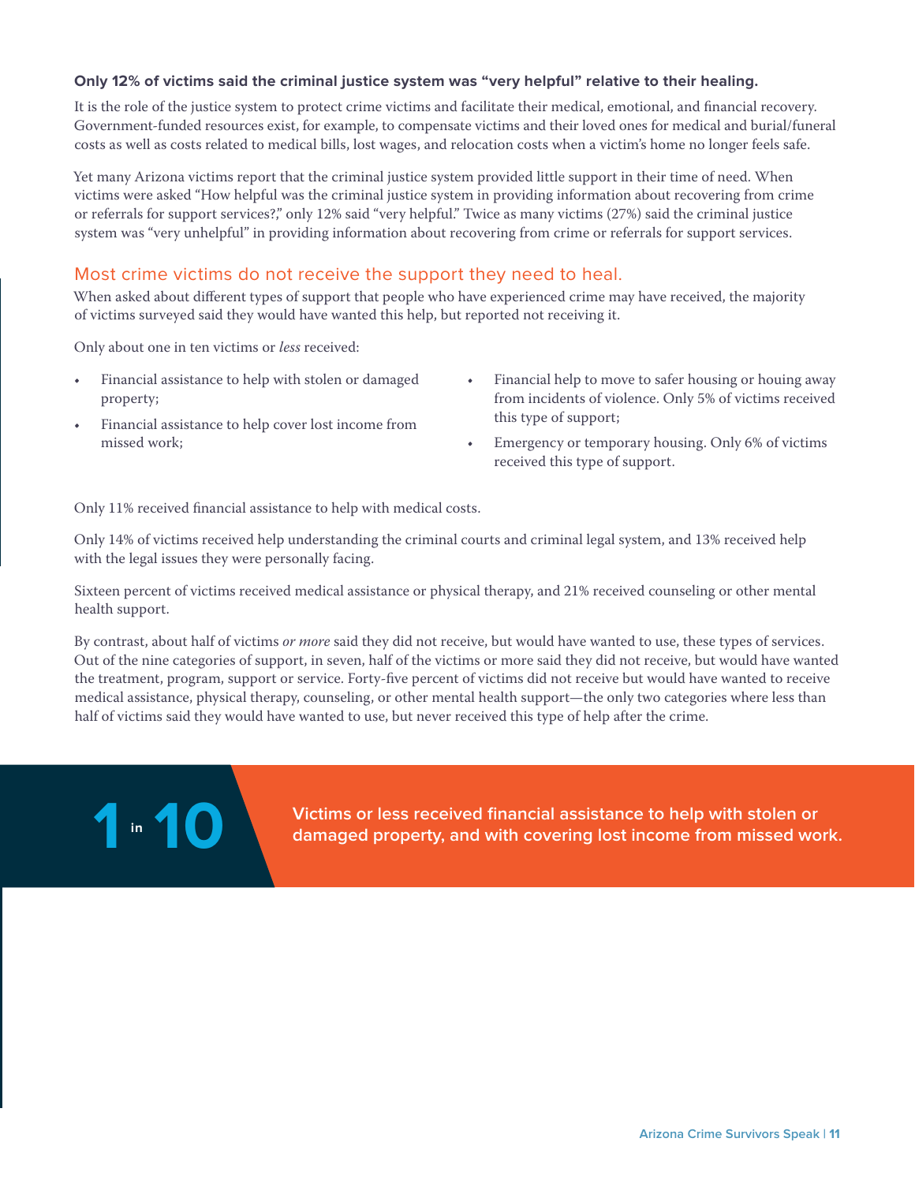**Only 12% of victims said the criminal justice system was “very helpful” relative to their healing.**

It is the role of the justice system to protect crime victims and facilitate their medical, emotional, and financial recovery. Government-funded resources exist, for example, to compensate victims and their loved ones for medical and burial/funeral costs as well as costs related to medical bills, lost wages, and relocation costs when a victim’s home no longer feels safe.

Yet many Arizona victims report that the criminal justice system provided little support in their time of need. When victims were asked “How helpful was the criminal justice system in providing information about recovering from crime or referrals for support services?,” only 12% said “very helpful.” Twice as many victims (27%) said the criminal justice system was “very unhelpful” in providing information about recovering from crime or referrals for support services.

## Most crime victims do not receive the support they need to heal.

When asked about different types of support that people who have experienced crime may have received, the majority of victims surveyed said they would have wanted this help, but reported not receiving it.

Only about one in ten victims or *less* received:

- Financial assistance to help with stolen or damaged property;
- Financial assistance to help cover lost income from missed work;
- Financial help to move to safer housing or houing away from incidents of violence. Only 5% of victims received this type of support;
- Emergency or temporary housing. Only 6% of victims received this type of support.

Only 11% received financial assistance to help with medical costs.

Only 14% of victims received help understanding the criminal courts and criminal legal system, and 13% received help with the legal issues they were personally facing.

Sixteen percent of victims received medical assistance or physical therapy, and 21% received counseling or other mental health support.

By contrast, about half of victims *or more* said they did not receive, but would have wanted to use, these types of services. Out of the nine categories of support, in seven, half of the victims or more said they did not receive, but would have wanted the treatment, program, support or service. Forty-five percent of victims did not receive but would have wanted to receive medical assistance, physical therapy, counseling, or other mental health support—the only two categories where less than half of victims said they would have wanted to use, but never received this type of help after the crime.

**1 in 10**

**Victims or less received financial assistance to help with stolen or damaged property, and with covering lost income from missed work.**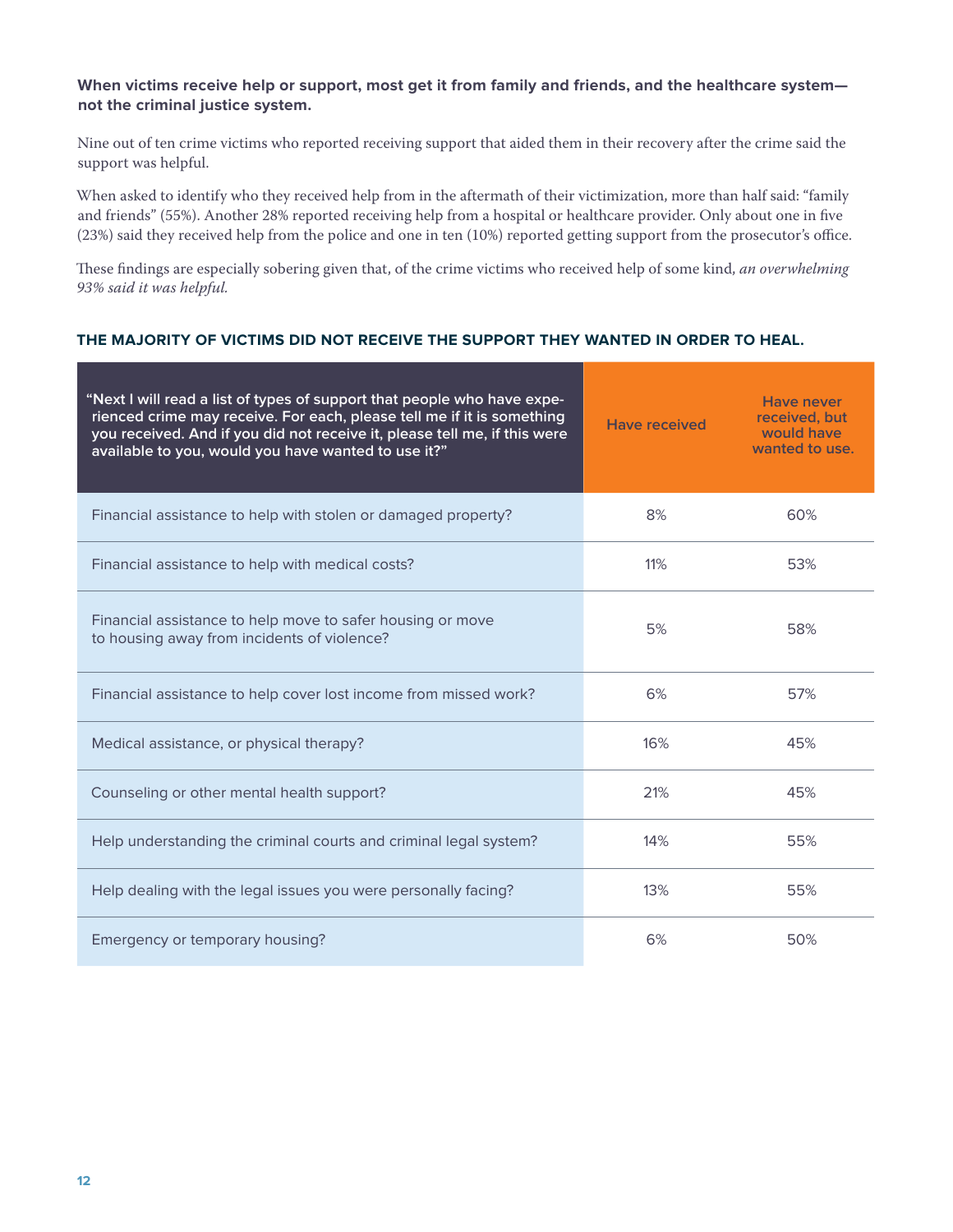**When victims receive help or support, most get it from family and friends, and the healthcare system—not the criminal justice system.**

Nine out of ten crime victims who reported receiving support that aided them in their recovery after the crime said the support was helpful.

When asked to identify who they received help from in the aftermath of their victimization, more than half said: "family and friends" (55%). Another 28% reported receiving help from a hospital or healthcare provider. Only about one in five (23%) said they received help from the police and one in ten (10%) reported getting support from the prosecutor's office.

These findings are especially sobering given that, of the crime victims who received help of some kind, *an overwhelming 93% said it was helpful.*

**THE MAJORITY OF VICTIMS DID NOT RECEIVE THE SUPPORT THEY WANTED IN ORDER TO HEAL.**

| "Next I will read a list of types of support that people who have experienced crime may receive. For each, please tell me if it is something you received. And if you did not receive it, please tell me, if this were available to you, would you have wanted to use it?" | Have received | Have never received, but would have wanted to use. |
|---|---|---|
| Financial assistance to help with stolen or damaged property? | 8% | 60% |
| Financial assistance to help with medical costs? | 11% | 53% |
| Financial assistance to help move to safer housing or move to housing away from incidents of violence? | 5% | 58% |
| Financial assistance to help cover lost income from missed work? | 6% | 57% |
| Medical assistance, or physical therapy? | 16% | 45% |
| Counseling or other mental health support? | 21% | 45% |
| Help understanding the criminal courts and criminal legal system? | 14% | 55% |
| Help dealing with the legal issues you were personally facing? | 13% | 55% |
| Emergency or temporary housing? | 6% | 50% |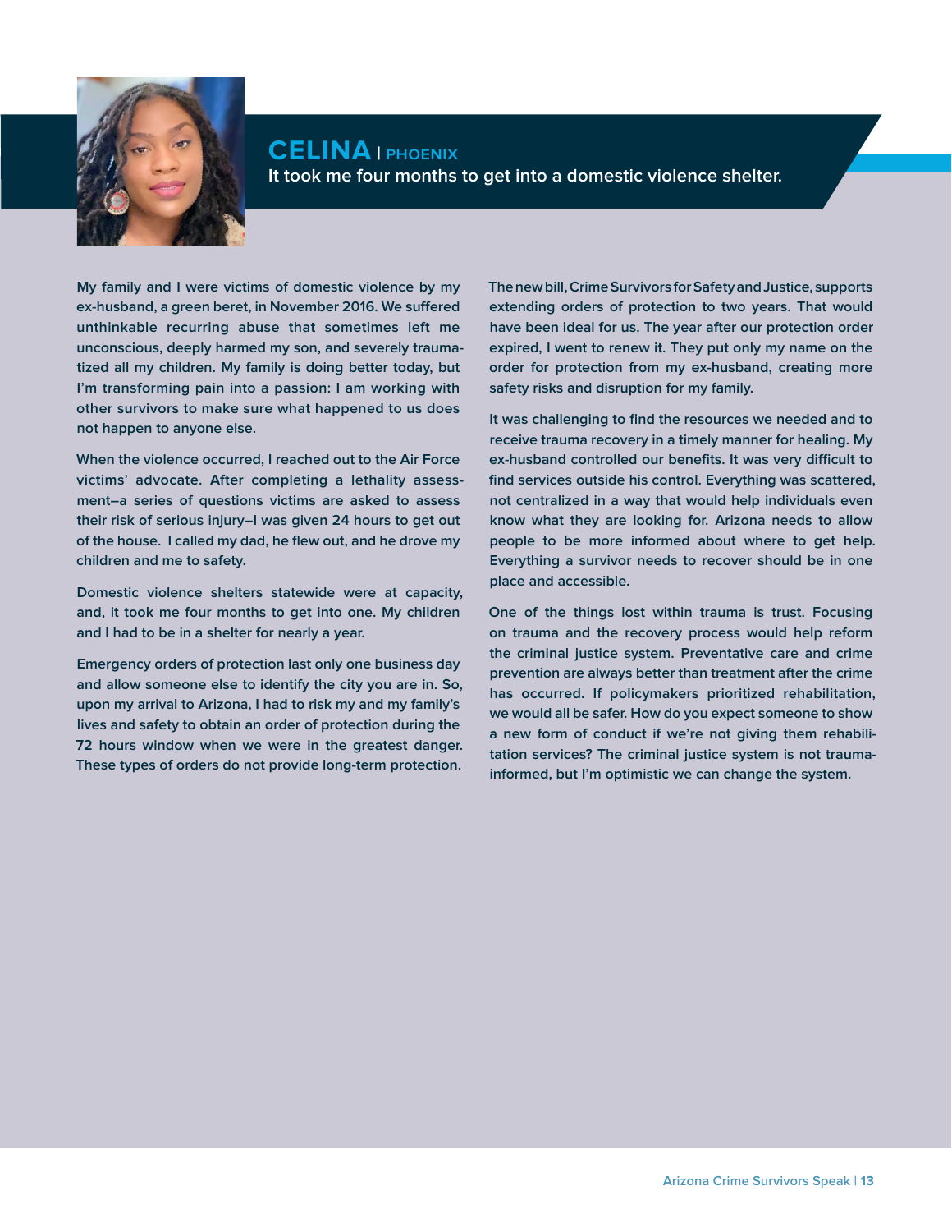## CELINA | PHOENIX

**It took me four months to get into a domestic violence shelter.**

My family and I were victims of domestic violence by my ex-husband, a green beret, in November 2016. We suffered unthinkable recurring abuse that sometimes left me unconscious, deeply harmed my son, and severely traumatized all my children. My family is doing better today, but I'm transforming pain into a passion: I am working with other survivors to make sure what happened to us does not happen to anyone else.

When the violence occurred, I reached out to the Air Force victims' advocate. After completing a lethality assessment–a series of questions victims are asked to assess their risk of serious injury–I was given 24 hours to get out of the house. I called my dad, he flew out, and he drove my children and me to safety.

Domestic violence shelters statewide were at capacity, and, it took me four months to get into one. My children and I had to be in a shelter for nearly a year.

Emergency orders of protection last only one business day and allow someone else to identify the city you are in. So, upon my arrival to Arizona, I had to risk my and my family's lives and safety to obtain an order of protection during the 72 hours window when we were in the greatest danger. These types of orders do not provide long-term protection.

The new bill, Crime Survivors for Safety and Justice, supports extending orders of protection to two years. That would have been ideal for us. The year after our protection order expired, I went to renew it. They put only my name on the order for protection from my ex-husband, creating more safety risks and disruption for my family.

It was challenging to find the resources we needed and to receive trauma recovery in a timely manner for healing. My ex-husband controlled our benefits. It was very difficult to find services outside his control. Everything was scattered, not centralized in a way that would help individuals even know what they are looking for. Arizona needs to allow people to be more informed about where to get help. Everything a survivor needs to recover should be in one place and accessible.

One of the things lost within trauma is trust. Focusing on trauma and the recovery process would help reform the criminal justice system. Preventative care and crime prevention are always better than treatment after the crime has occurred. If policymakers prioritized rehabilitation, we would all be safer. How do you expect someone to show a new form of conduct if we're not giving them rehabilitation services? The criminal justice system is not trauma-informed, but I'm optimistic we can change the system.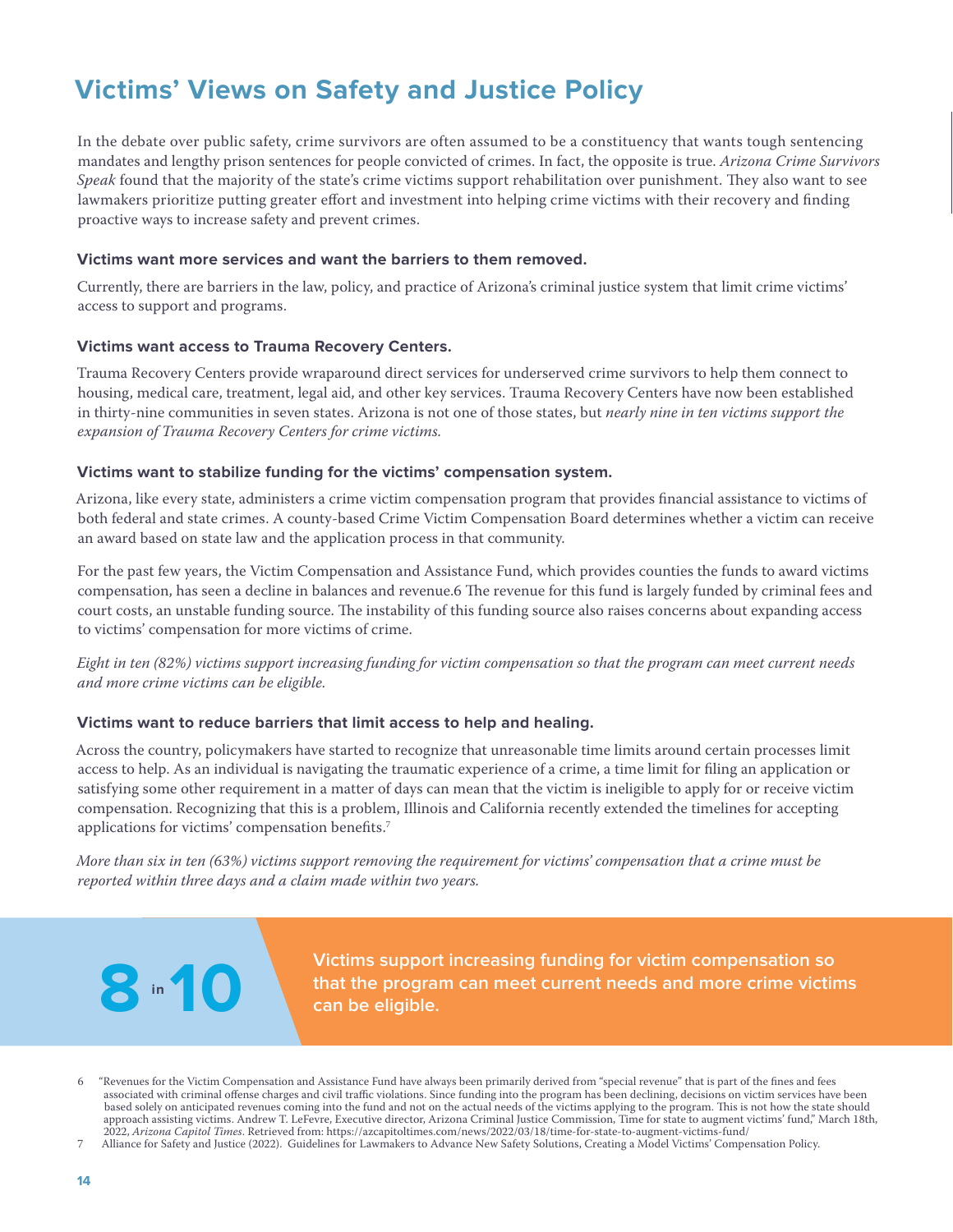# Victims' Views on Safety and Justice Policy

In the debate over public safety, crime survivors are often assumed to be a constituency that wants tough sentencing mandates and lengthy prison sentences for people convicted of crimes. In fact, the opposite is true. *Arizona Crime Survivors Speak* found that the majority of the state's crime victims support rehabilitation over punishment. They also want to see lawmakers prioritize putting greater effort and investment into helping crime victims with their recovery and finding proactive ways to increase safety and prevent crimes.

### Victims want more services and want the barriers to them removed.

Currently, there are barriers in the law, policy, and practice of Arizona's criminal justice system that limit crime victims' access to support and programs.

### Victims want access to Trauma Recovery Centers.

Trauma Recovery Centers provide wraparound direct services for underserved crime survivors to help them connect to housing, medical care, treatment, legal aid, and other key services. Trauma Recovery Centers have now been established in thirty-nine communities in seven states. Arizona is not one of those states, but *nearly nine in ten victims support the expansion of Trauma Recovery Centers for crime victims.*

### Victims want to stabilize funding for the victims' compensation system.

Arizona, like every state, administers a crime victim compensation program that provides financial assistance to victims of both federal and state crimes. A county-based Crime Victim Compensation Board determines whether a victim can receive an award based on state law and the application process in that community.

For the past few years, the Victim Compensation and Assistance Fund, which provides counties the funds to award victims compensation, has seen a decline in balances and revenue.[6] The revenue for this fund is largely funded by criminal fees and court costs, an unstable funding source. The instability of this funding source also raises concerns about expanding access to victims' compensation for more victims of crime.

*Eight in ten (82%) victims support increasing funding for victim compensation so that the program can meet current needs and more crime victims can be eligible.*

### Victims want to reduce barriers that limit access to help and healing.

Across the country, policymakers have started to recognize that unreasonable time limits around certain processes limit access to help. As an individual is navigating the traumatic experience of a crime, a time limit for filing an application or satisfying some other requirement in a matter of days can mean that the victim is ineligible to apply for or receive victim compensation. Recognizing that this is a problem, Illinois and California recently extended the timelines for accepting applications for victims' compensation benefits.[7]

*More than six in ten (63%) victims support removing the requirement for victims' compensation that a crime must be reported within three days and a claim made within two years.*

**8 in 10**

**Victims support increasing funding for victim compensation so that the program can meet current needs and more crime victims can be eligible.**

6 "Revenues for the Victim Compensation and Assistance Fund have always been primarily derived from "special revenue" that is part of the fines and fees associated with criminal offense charges and civil traffic violations. Since funding into the program has been declining, decisions on victim services have been based solely on anticipated revenues coming into the fund and not on the actual needs of the victims applying to the program. This is not how the state should approach assisting victims. Andrew T. LeFevre, Executive director, Arizona Criminal Justice Commission, Time for state to augment victims' fund," March 18th, 2022, *Arizona Capitol Times*. Retrieved from: https://azcapitoltimes.com/news/2022/03/18/time-for-state-to-augment-victims-fund/

7 Alliance for Safety and Justice (2022). Guidelines for Lawmakers to Advance New Safety Solutions, Creating a Model Victims' Compensation Policy.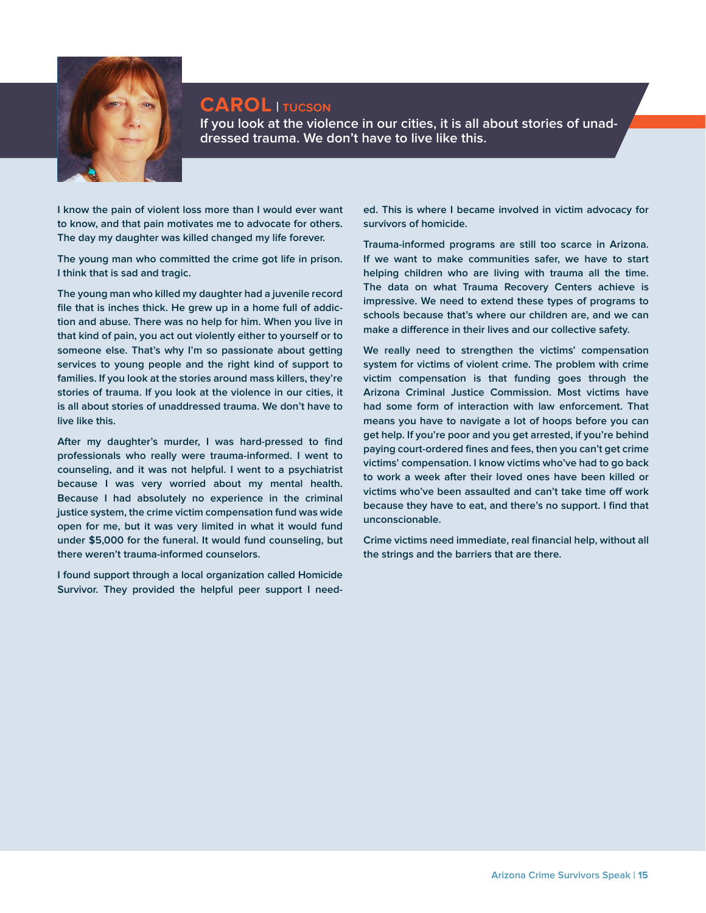## CAROL | TUCSON

**If you look at the violence in our cities, it is all about stories of unaddressed trauma. We don't have to live like this.**

I know the pain of violent loss more than I would ever want to know, and that pain motivates me to advocate for others. The day my daughter was killed changed my life forever.

The young man who committed the crime got life in prison. I think that is sad and tragic.

The young man who killed my daughter had a juvenile record file that is inches thick. He grew up in a home full of addiction and abuse. There was no help for him. When you live in that kind of pain, you act out violently either to yourself or to someone else. That's why I'm so passionate about getting services to young people and the right kind of support to families. If you look at the stories around mass killers, they're stories of trauma. If you look at the violence in our cities, it is all about stories of unaddressed trauma. We don't have to live like this.

After my daughter's murder, I was hard-pressed to find professionals who really were trauma-informed. I went to counseling, and it was not helpful. I went to a psychiatrist because I was very worried about my mental health. Because I had absolutely no experience in the criminal justice system, the crime victim compensation fund was wide open for me, but it was very limited in what it would fund under $5,000 for the funeral. It would fund counseling, but there weren't trauma-informed counselors.

I found support through a local organization called Homicide Survivor. They provided the helpful peer support I needed. This is where I became involved in victim advocacy for survivors of homicide.

Trauma-informed programs are still too scarce in Arizona. If we want to make communities safer, we have to start helping children who are living with trauma all the time. The data on what Trauma Recovery Centers achieve is impressive. We need to extend these types of programs to schools because that's where our children are, and we can make a difference in their lives and our collective safety.

We really need to strengthen the victims' compensation system for victims of violent crime. The problem with crime victim compensation is that funding goes through the Arizona Criminal Justice Commission. Most victims have had some form of interaction with law enforcement. That means you have to navigate a lot of hoops before you can get help. If you're poor and you get arrested, if you're behind paying court-ordered fines and fees, then you can't get crime victims' compensation. I know victims who've had to go back to work a week after their loved ones have been killed or victims who've been assaulted and can't take time off work because they have to eat, and there's no support. I find that unconscionable.

Crime victims need immediate, real financial help, without all the strings and the barriers that are there.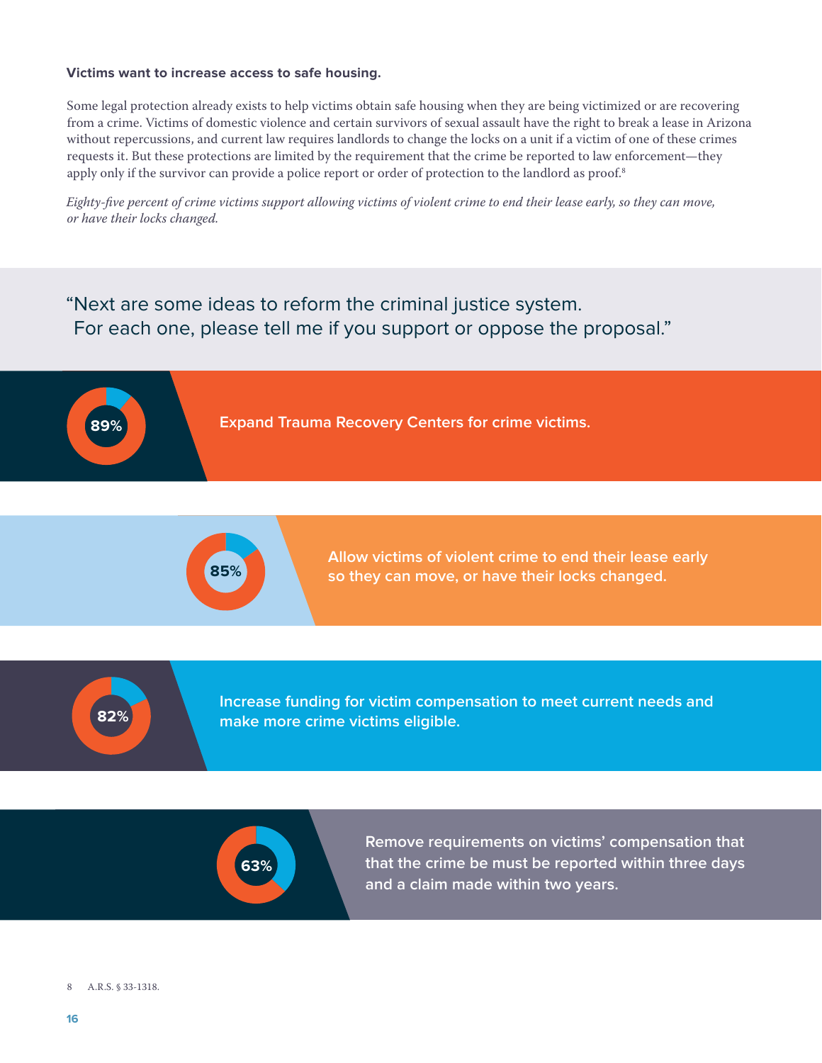**Victims want to increase access to safe housing.**

Some legal protection already exists to help victims obtain safe housing when they are being victimized or are recovering from a crime. Victims of domestic violence and certain survivors of sexual assault have the right to break a lease in Arizona without repercussions, and current law requires landlords to change the locks on a unit if a victim of one of these crimes requests it. But these protections are limited by the requirement that the crime be reported to law enforcement—they apply only if the survivor can provide a police report or order of protection to the landlord as proof.[8]

*Eighty-five percent of crime victims support allowing victims of violent crime to end their lease early, so they can move, or have their locks changed.*

"Next are some ideas to reform the criminal justice system. For each one, please tell me if you support or oppose the proposal."

**89%** — Expand Trauma Recovery Centers for crime victims.

**85%** — Allow victims of violent crime to end their lease early so they can move, or have their locks changed.

**82%** — Increase funding for victim compensation to meet current needs and make more crime victims eligible.

**63%** — Remove requirements on victims' compensation that that the crime be must be reported within three days and a claim made within two years.

8 A.R.S. § 33-1318.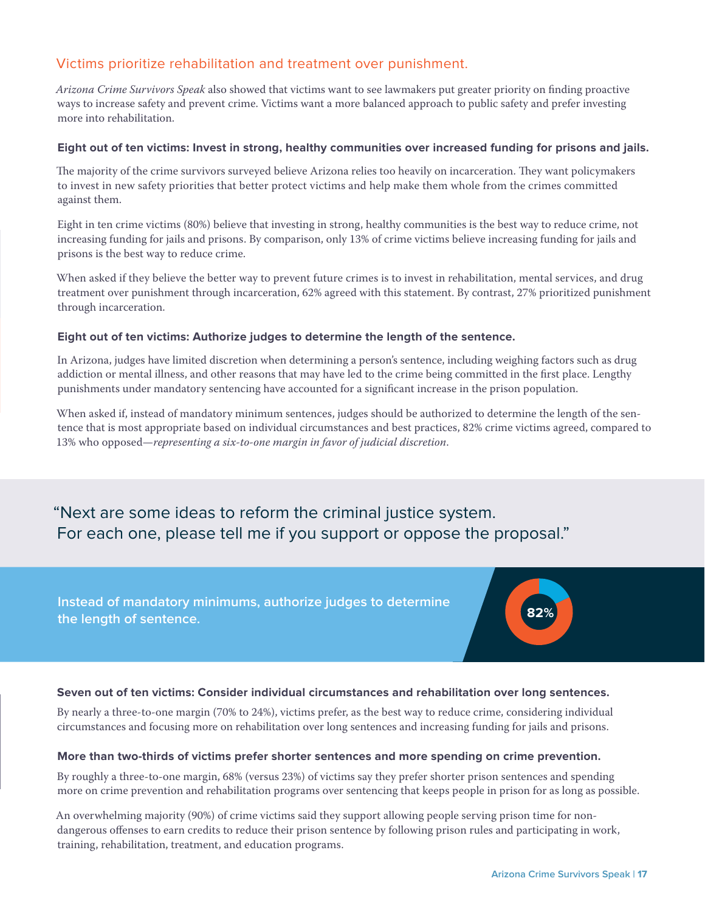## Victims prioritize rehabilitation and treatment over punishment.

*Arizona Crime Survivors Speak* also showed that victims want to see lawmakers put greater priority on finding proactive ways to increase safety and prevent crime. Victims want a more balanced approach to public safety and prefer investing more into rehabilitation.

### Eight out of ten victims: Invest in strong, healthy communities over increased funding for prisons and jails.

The majority of the crime survivors surveyed believe Arizona relies too heavily on incarceration. They want policymakers to invest in new safety priorities that better protect victims and help make them whole from the crimes committed against them.

Eight in ten crime victims (80%) believe that investing in strong, healthy communities is the best way to reduce crime, not increasing funding for jails and prisons. By comparison, only 13% of crime victims believe increasing funding for jails and prisons is the best way to reduce crime.

When asked if they believe the better way to prevent future crimes is to invest in rehabilitation, mental services, and drug treatment over punishment through incarceration, 62% agreed with this statement. By contrast, 27% prioritized punishment through incarceration.

### Eight out of ten victims: Authorize judges to determine the length of the sentence.

In Arizona, judges have limited discretion when determining a person's sentence, including weighing factors such as drug addiction or mental illness, and other reasons that may have led to the crime being committed in the first place. Lengthy punishments under mandatory sentencing have accounted for a significant increase in the prison population.

When asked if, instead of mandatory minimum sentences, judges should be authorized to determine the length of the sentence that is most appropriate based on individual circumstances and best practices, 82% crime victims agreed, compared to 13% who opposed—*representing a six-to-one margin in favor of judicial discretion*.

"Next are some ideas to reform the criminal justice system. For each one, please tell me if you support or oppose the proposal."

**Instead of mandatory minimums, authorize judges to determine the length of sentence.** 82%

### Seven out of ten victims: Consider individual circumstances and rehabilitation over long sentences.

By nearly a three-to-one margin (70% to 24%), victims prefer, as the best way to reduce crime, considering individual circumstances and focusing more on rehabilitation over long sentences and increasing funding for jails and prisons.

### More than two-thirds of victims prefer shorter sentences and more spending on crime prevention.

By roughly a three-to-one margin, 68% (versus 23%) of victims say they prefer shorter prison sentences and spending more on crime prevention and rehabilitation programs over sentencing that keeps people in prison for as long as possible.

An overwhelming majority (90%) of crime victims said they support allowing people serving prison time for non-dangerous offenses to earn credits to reduce their prison sentence by following prison rules and participating in work, training, rehabilitation, treatment, and education programs.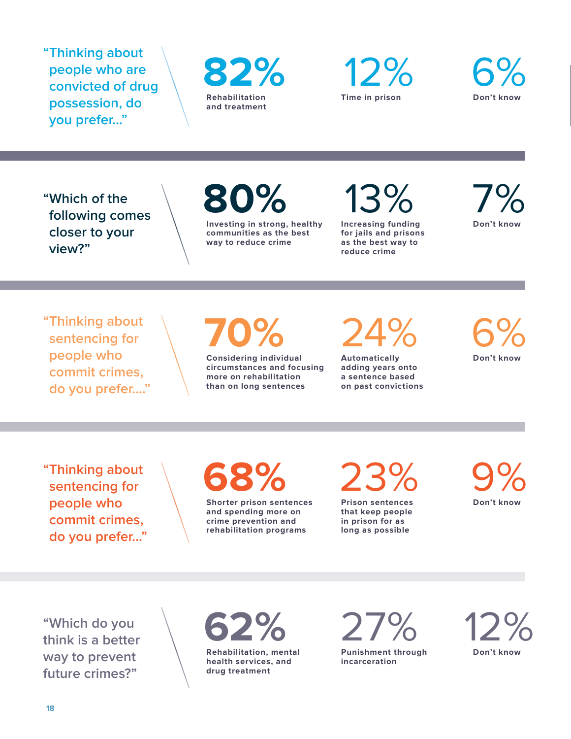“Thinking about people who are convicted of drug possession, do you prefer...”

**82%** Rabilitation and treatment

**12%** Time in prison

**6%** Don’t know

---

“Which of the following comes closer to your view?”

**80%** Investing in strong, healthy communities as the best way to reduce crime

**13%** Increasing funding for jails and prisons as the best way to reduce crime

**7%** Don’t know

---

“Thinking about sentencing for people who commit crimes, do you prefer....”

**70%** Considering individual circumstances and focusing more on rehabilitation than on long sentences

**24%** Automatically adding years onto a sentence based on past convictions

**6%** Don’t know

---

“Thinking about sentencing for people who commit crimes, do you prefer...”

**68%** Shorter prison sentences and spending more on crime prevention and rehabilitation programs

**23%** Prison sentences that keep people in prison for as long as possible

**9%** Don’t know

---

“Which do you think is a better way to prevent future crimes?”

**62%** Rehabilitation, mental health services, and drug treatment

**27%** Punishment through incarceration

**12%** Don’t know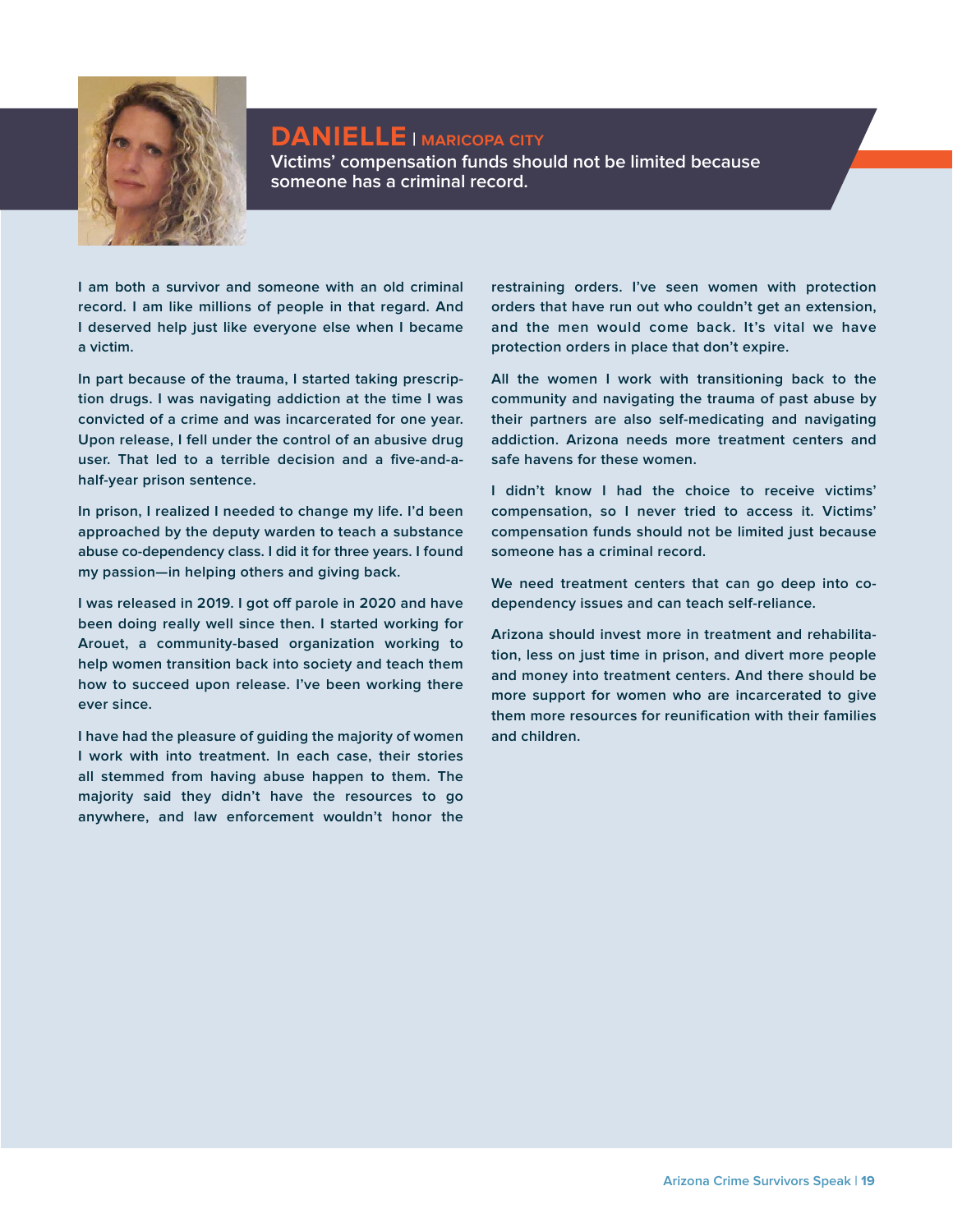# DANIELLE | MARICOPA CITY

**Victims' compensation funds should not be limited because someone has a criminal record.**

I am both a survivor and someone with an old criminal record. I am like millions of people in that regard. And I deserved help just like everyone else when I became a victim.

In part because of the trauma, I started taking prescription drugs. I was navigating addiction at the time I was convicted of a crime and was incarcerated for one year. Upon release, I fell under the control of an abusive drug user. That led to a terrible decision and a five-and-a-half-year prison sentence.

In prison, I realized I needed to change my life. I'd been approached by the deputy warden to teach a substance abuse co-dependency class. I did it for three years. I found my passion—in helping others and giving back.

I was released in 2019. I got off parole in 2020 and have been doing really well since then. I started working for Arouet, a community-based organization working to help women transition back into society and teach them how to succeed upon release. I've been working there ever since.

I have had the pleasure of guiding the majority of women I work with into treatment. In each case, their stories all stemmed from having abuse happen to them. The majority said they didn't have the resources to go anywhere, and law enforcement wouldn't honor the restraining orders. I've seen women with protection orders that have run out who couldn't get an extension, and the men would come back. It's vital we have protection orders in place that don't expire.

All the women I work with transitioning back to the community and navigating the trauma of past abuse by their partners are also self-medicating and navigating addiction. Arizona needs more treatment centers and safe havens for these women.

I didn't know I had the choice to receive victims' compensation, so I never tried to access it. Victims' compensation funds should not be limited just because someone has a criminal record.

We need treatment centers that can go deep into co-dependency issues and can teach self-reliance.

Arizona should invest more in treatment and rehabilitation, less on just time in prison, and divert more people and money into treatment centers. And there should be more support for women who are incarcerated to give them more resources for reunification with their families and children.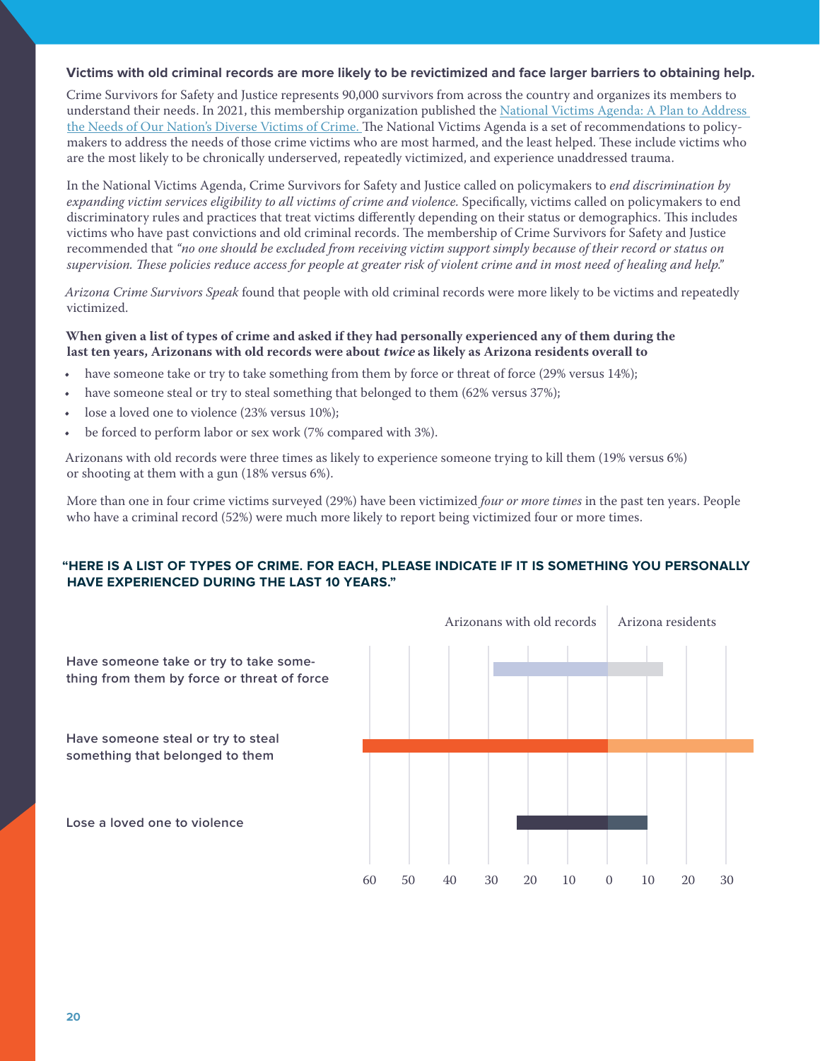**Victims with old criminal records are more likely to be revictimized and face larger barriers to obtaining help.**

Crime Survivors for Safety and Justice represents 90,000 survivors from across the country and organizes its members to understand their needs. In 2021, this membership organization published the National Victims Agenda: A Plan to Address the Needs of Our Nation's Diverse Victims of Crime. The National Victims Agenda is a set of recommendations to policymakers to address the needs of those crime victims who are most harmed, and the least helped. These include victims who are the most likely to be chronically underserved, repeatedly victimized, and experience unaddressed trauma.

In the National Victims Agenda, Crime Survivors for Safety and Justice called on policymakers to *end discrimination by expanding victim services eligibility to all victims of crime and violence.* Specifically, victims called on policymakers to end discriminatory rules and practices that treat victims differently depending on their status or demographics. This includes victims who have past convictions and old criminal records. The membership of Crime Survivors for Safety and Justice recommended that *"no one should be excluded from receiving victim support simply because of their record or status on supervision. These policies reduce access for people at greater risk of violent crime and in most need of healing and help."*

*Arizona Crime Survivors Speak* found that people with old criminal records were more likely to be victims and repeatedly victimized.

**When given a list of types of crime and asked if they had personally experienced any of them during the last ten years, Arizonans with old records were about *twice* as likely as Arizona residents overall to**

- have someone take or try to take something from them by force or threat of force (29% versus 14%);
- have someone steal or try to steal something that belonged to them (62% versus 37%);
- lose a loved one to violence (23% versus 10%);
- be forced to perform labor or sex work (7% compared with 3%).

Arizonans with old records were three times as likely to experience someone trying to kill them (19% versus 6%) or shooting at them with a gun (18% versus 6%).

More than one in four crime victims surveyed (29%) have been victimized *four or more times* in the past ten years. People who have a criminal record (52%) were much more likely to report being victimized four or more times.

**"HERE IS A LIST OF TYPES OF CRIME. FOR EACH, PLEASE INDICATE IF IT IS SOMETHING YOU PERSONALLY HAVE EXPERIENCED DURING THE LAST 10 YEARS."**

| | Arizonans with old records | Arizona residents |
|---|---|---|
| Have someone take or try to take something from them by force or threat of force | 29 | 14 |
| Have someone steal or try to steal something that belonged to them | 62 | 37 |
| Lose a loved one to violence | 23 | 10 |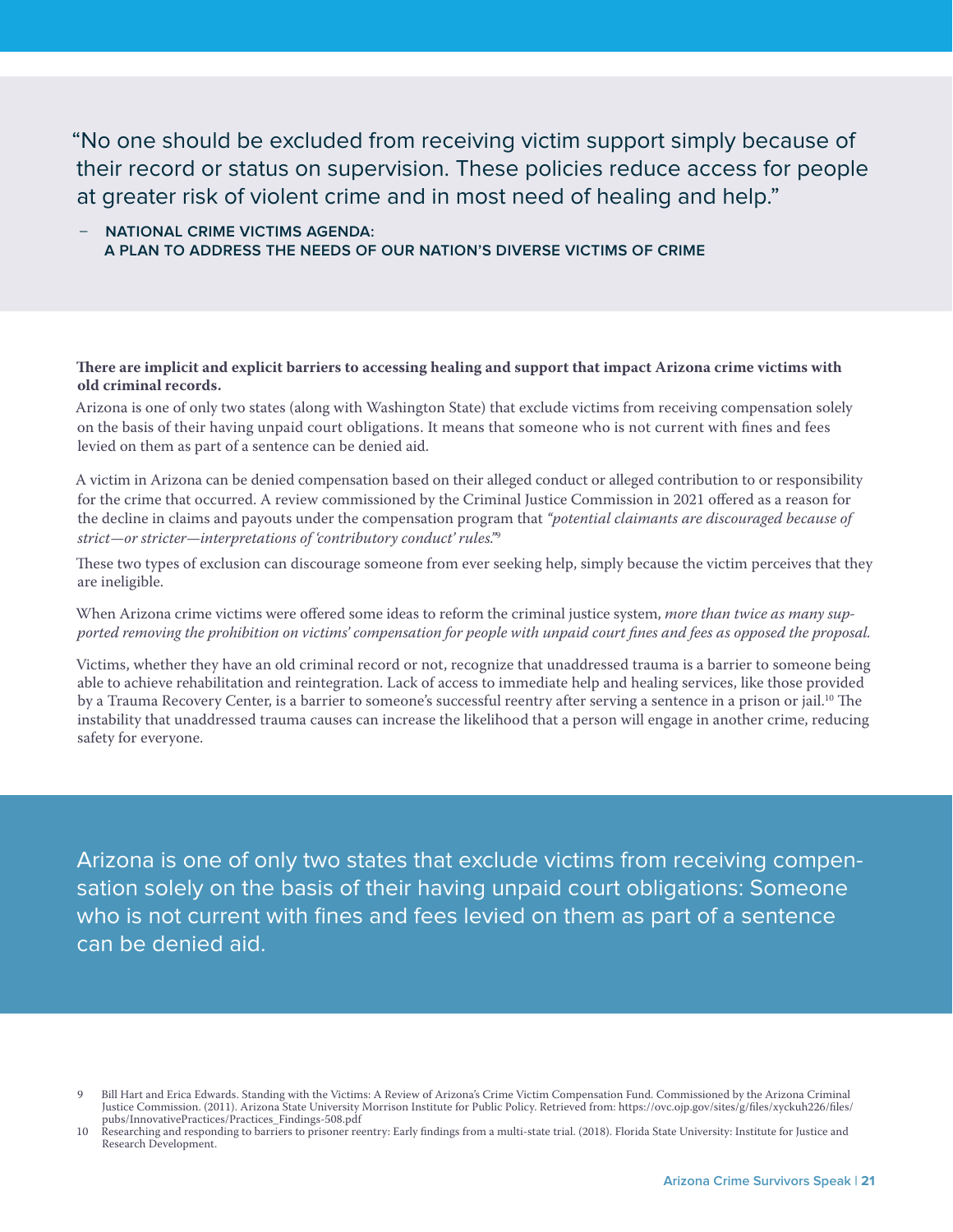> "No one should be excluded from receiving victim support simply because of their record or status on supervision. These policies reduce access for people at greater risk of violent crime and in most need of healing and help."
>
> – **NATIONAL CRIME VICTIMS AGENDA: A PLAN TO ADDRESS THE NEEDS OF OUR NATION'S DIVERSE VICTIMS OF CRIME**

**There are implicit and explicit barriers to accessing healing and support that impact Arizona crime victims with old criminal records.**

Arizona is one of only two states (along with Washington State) that exclude victims from receiving compensation solely on the basis of their having unpaid court obligations. It means that someone who is not current with fines and fees levied on them as part of a sentence can be denied aid.

A victim in Arizona can be denied compensation based on their alleged conduct or alleged contribution to or responsibility for the crime that occurred. A review commissioned by the Criminal Justice Commission in 2021 offered as a reason for the decline in claims and payouts under the compensation program that *"potential claimants are discouraged because of strict—or stricter—interpretations of 'contributory conduct' rules."*[9]

These two types of exclusion can discourage someone from ever seeking help, simply because the victim perceives that they are ineligible.

When Arizona crime victims were offered some ideas to reform the criminal justice system, *more than twice as many supported removing the prohibition on victims' compensation for people with unpaid court fines and fees as opposed the proposal.*

Victims, whether they have an old criminal record or not, recognize that unaddressed trauma is a barrier to someone being able to achieve rehabilitation and reintegration. Lack of access to immediate help and healing services, like those provided by a Trauma Recovery Center, is a barrier to someone's successful reentry after serving a sentence in a prison or jail.[10] The instability that unaddressed trauma causes can increase the likelihood that a person will engage in another crime, reducing safety for everyone.

> Arizona is one of only two states that exclude victims from receiving compensation solely on the basis of their having unpaid court obligations: Someone who is not current with fines and fees levied on them as part of a sentence can be denied aid.

---

9 Bill Hart and Erica Edwards. Standing with the Victims: A Review of Arizona's Crime Victim Compensation Fund. Commissioned by the Arizona Criminal Justice Commission. (2011). Arizona State University Morrison Institute for Public Policy. Retrieved from: https://ovc.ojp.gov/sites/g/files/xyckuh226/files/pubs/InnovativePractices/Practices_Findings-508.pdf

10 Researching and responding to barriers to prisoner reentry: Early findings from a multi-state trial. (2018). Florida State University: Institute for Justice and Research Development.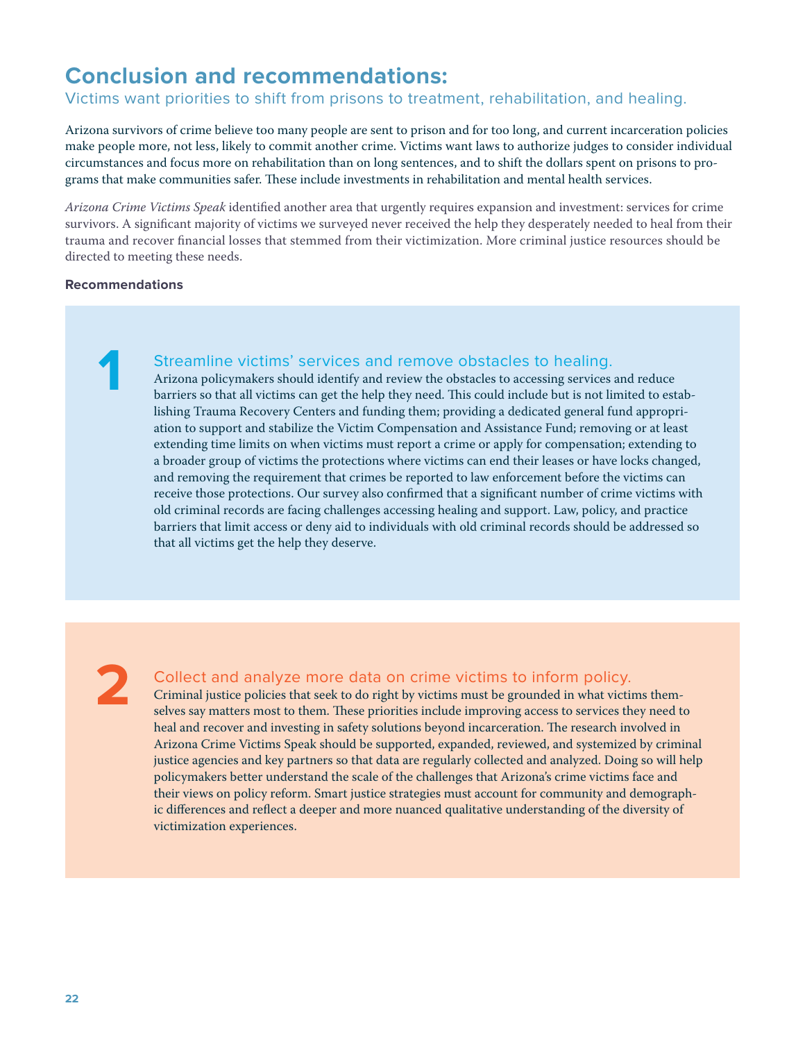# Conclusion and recommendations:

## Victims want priorities to shift from prisons to treatment, rehabilitation, and healing.

Arizona survivors of crime believe too many people are sent to prison and for too long, and current incarceration policies make people more, not less, likely to commit another crime. Victims want laws to authorize judges to consider individual circumstances and focus more on rehabilitation than on long sentences, and to shift the dollars spent on prisons to programs that make communities safer. These include investments in rehabilitation and mental health services.

*Arizona Crime Victims Speak* identified another area that urgently requires expansion and investment: services for crime survivors. A significant majority of victims we surveyed never received the help they desperately needed to heal from their trauma and recover financial losses that stemmed from their victimization. More criminal justice resources should be directed to meeting these needs.

**Recommendations**

### 1 Streamline victims' services and remove obstacles to healing.

Arizona policymakers should identify and review the obstacles to accessing services and reduce barriers so that all victims can get the help they need. This could include but is not limited to establishing Trauma Recovery Centers and funding them; providing a dedicated general fund appropriation to support and stabilize the Victim Compensation and Assistance Fund; removing or at least extending time limits on when victims must report a crime or apply for compensation; extending to a broader group of victims the protections where victims can end their leases or have locks changed, and removing the requirement that crimes be reported to law enforcement before the victims can receive those protections. Our survey also confirmed that a significant number of crime victims with old criminal records are facing challenges accessing healing and support. Law, policy, and practice barriers that limit access or deny aid to individuals with old criminal records should be addressed so that all victims get the help they deserve.

### 2 Collect and analyze more data on crime victims to inform policy.

Criminal justice policies that seek to do right by victims must be grounded in what victims themselves say matters most to them. These priorities include improving access to services they need to heal and recover and investing in safety solutions beyond incarceration. The research involved in Arizona Crime Victims Speak should be supported, expanded, reviewed, and systemized by criminal justice agencies and key partners so that data are regularly collected and analyzed. Doing so will help policymakers better understand the scale of the challenges that Arizona's crime victims face and their views on policy reform. Smart justice strategies must account for community and demographic differences and reflect a deeper and more nuanced qualitative understanding of the diversity of victimization experiences.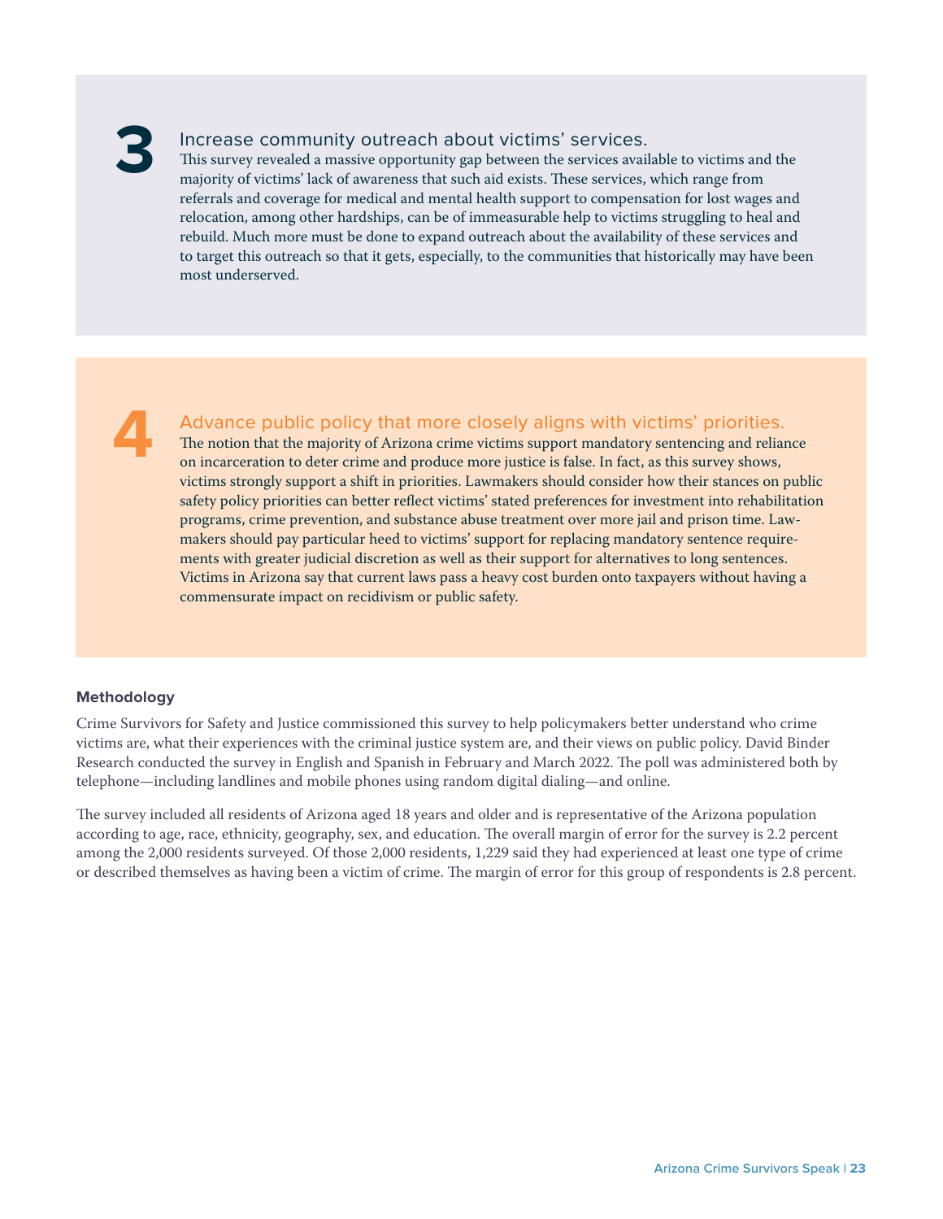## 3 Increase community outreach about victims' services.

This survey revealed a massive opportunity gap between the services available to victims and the majority of victims' lack of awareness that such aid exists. These services, which range from referrals and coverage for medical and mental health support to compensation for lost wages and relocation, among other hardships, can be of immeasurable help to victims struggling to heal and rebuild. Much more must be done to expand outreach about the availability of these services and to target this outreach so that it gets, especially, to the communities that historically may have been most underserved.

## 4 Advance public policy that more closely aligns with victims' priorities.

The notion that the majority of Arizona crime victims support mandatory sentencing and reliance on incarceration to deter crime and produce more justice is false. In fact, as this survey shows, victims strongly support a shift in priorities. Lawmakers should consider how their stances on public safety policy priorities can better reflect victims' stated preferences for investment into rehabilitation programs, crime prevention, and substance abuse treatment over more jail and prison time. Lawmakers should pay particular heed to victims' support for replacing mandatory sentence requirements with greater judicial discretion as well as their support for alternatives to long sentences. Victims in Arizona say that current laws pass a heavy cost burden onto taxpayers without having a commensurate impact on recidivism or public safety.

### Methodology

Crime Survivors for Safety and Justice commissioned this survey to help policymakers better understand who crime victims are, what their experiences with the criminal justice system are, and their views on public policy. David Binder Research conducted the survey in English and Spanish in February and March 2022. The poll was administered both by telephone—including landlines and mobile phones using random digital dialing—and online.

The survey included all residents of Arizona aged 18 years and older and is representative of the Arizona population according to age, race, ethnicity, geography, sex, and education. The overall margin of error for the survey is 2.2 percent among the 2,000 residents surveyed. Of those 2,000 residents, 1,229 said they had experienced at least one type of crime or described themselves as having been a victim of crime. The margin of error for this group of respondents is 2.8 percent.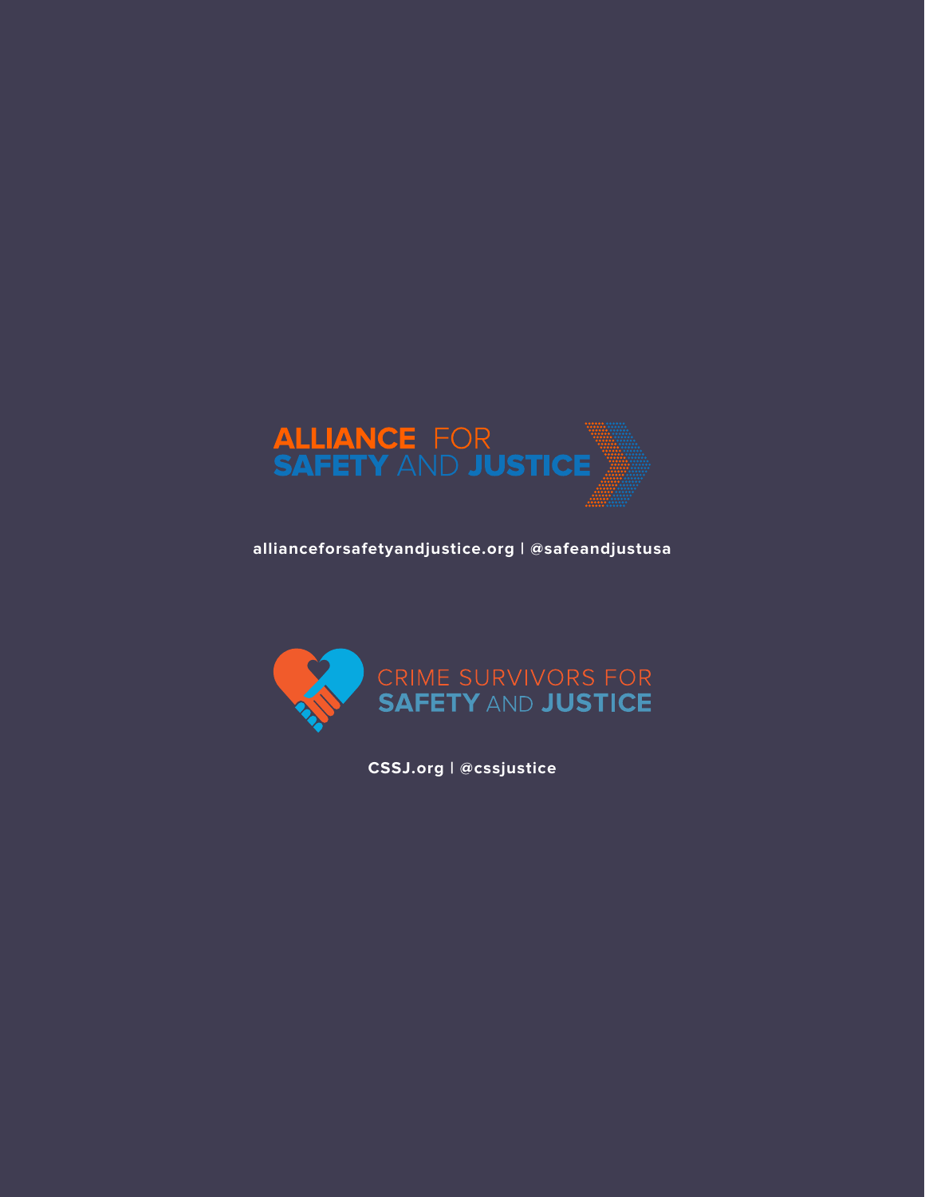ALLIANCE FOR SAFETY AND JUSTICE

**allianceforsafetyandjustice.org | @safeandjustusa**

CRIME SURVIVORS FOR SAFETY AND JUSTICE

**CSSJ.org | @cssjustice**